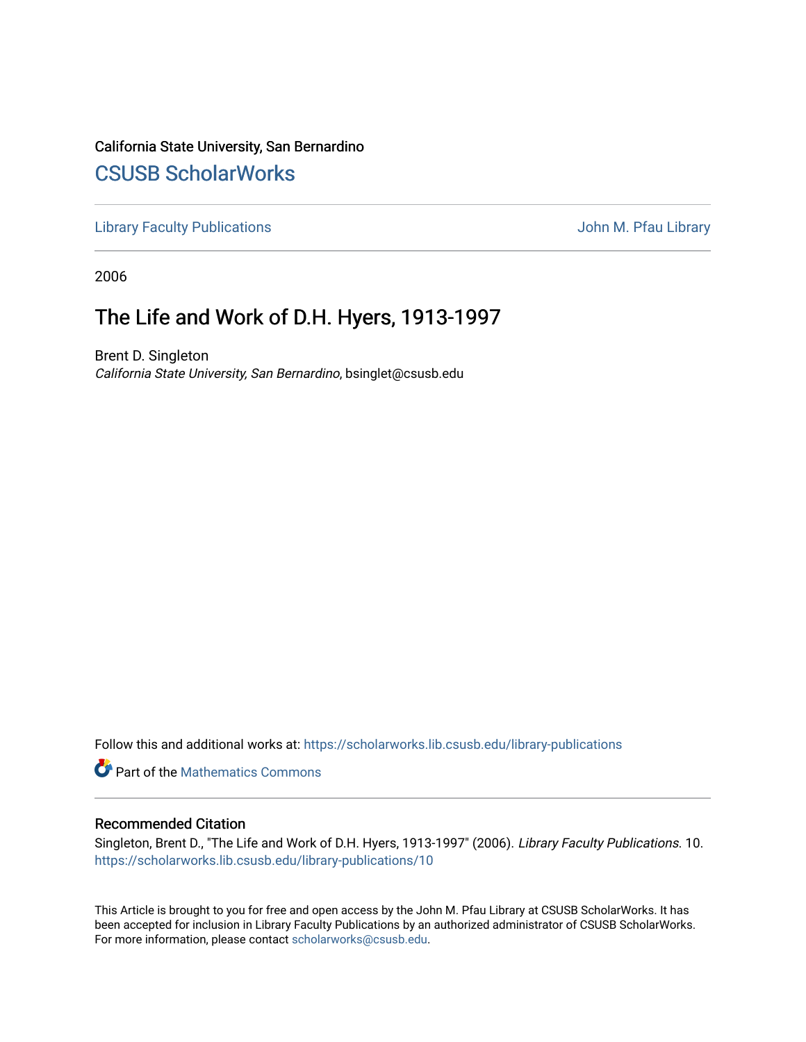California State University, San Bernardino

## CSUSB ScholarWorks

Library Faculty Publications | John M. Pfau Library

2006

# The Life and Work of D.H. Hyers, 1913-1997

Brent D. Singleton
*California State University, San Bernardino*, bsinglet@csusb.edu

Follow this and additional works at: https://scholarworks.lib.csusb.edu/library-publications

Part of the Mathematics Commons

### Recommended Citation

Singleton, Brent D., "The Life and Work of D.H. Hyers, 1913-1997" (2006). *Library Faculty Publications*. 10.
https://scholarworks.lib.csusb.edu/library-publications/10

This Article is brought to you for free and open access by the John M. Pfau Library at CSUSB ScholarWorks. It has been accepted for inclusion in Library Faculty Publications by an authorized administrator of CSUSB ScholarWorks. For more information, please contact scholarworks@csusb.edu.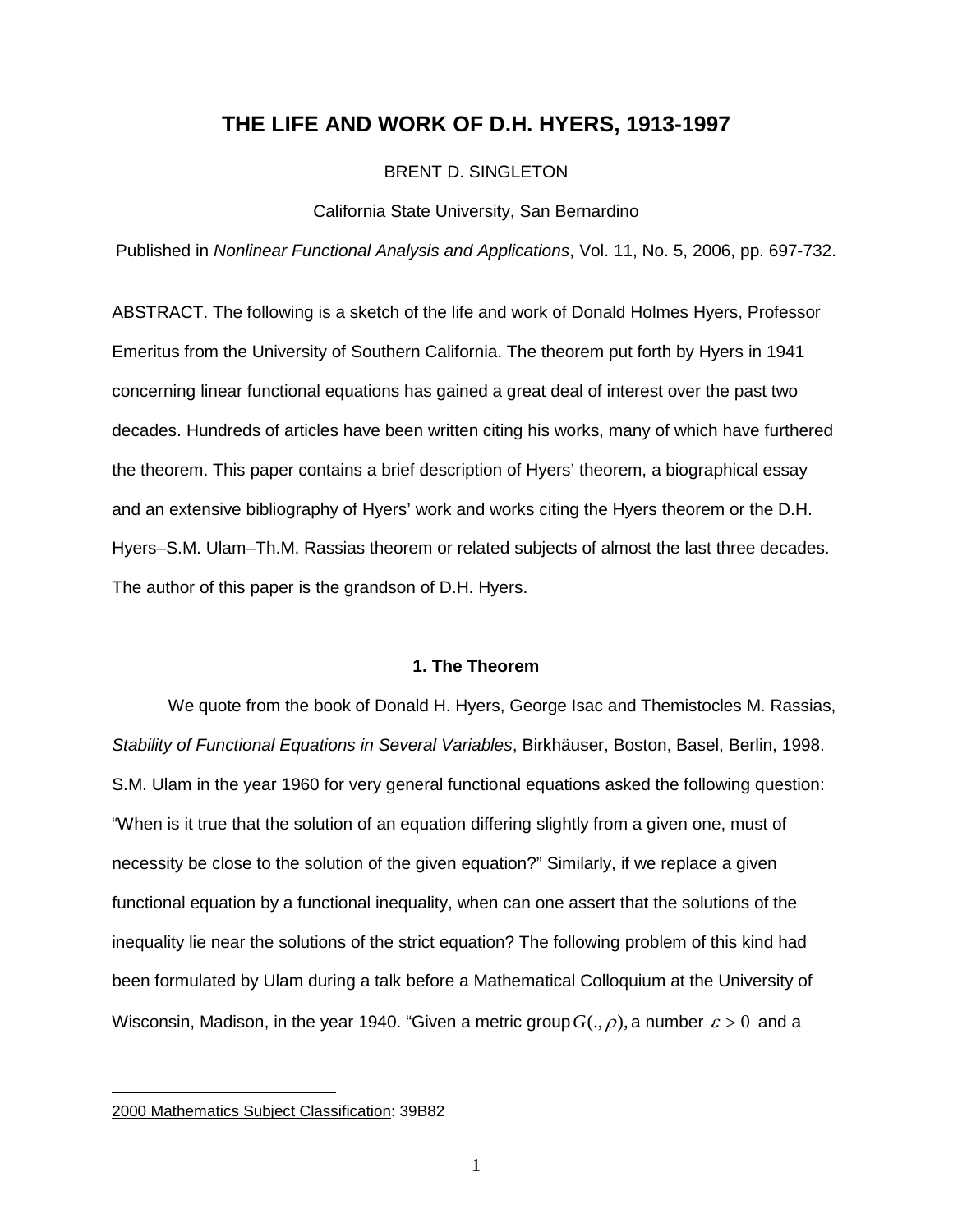# THE LIFE AND WORK OF D.H. HYERS, 1913-1997

BRENT D. SINGLETON

California State University, San Bernardino

Published in *Nonlinear Functional Analysis and Applications*, Vol. 11, No. 5, 2006, pp. 697-732.

ABSTRACT. The following is a sketch of the life and work of Donald Holmes Hyers, Professor Emeritus from the University of Southern California. The theorem put forth by Hyers in 1941 concerning linear functional equations has gained a great deal of interest over the past two decades. Hundreds of articles have been written citing his works, many of which have furthered the theorem. This paper contains a brief description of Hyers' theorem, a biographical essay and an extensive bibliography of Hyers' work and works citing the Hyers theorem or the D.H. Hyers–S.M. Ulam–Th.M. Rassias theorem or related subjects of almost the last three decades. The author of this paper is the grandson of D.H. Hyers.

### 1. The Theorem

We quote from the book of Donald H. Hyers, George Isac and Themistocles M. Rassias, *Stability of Functional Equations in Several Variables*, Birkhäuser, Boston, Basel, Berlin, 1998. S.M. Ulam in the year 1960 for very general functional equations asked the following question: "When is it true that the solution of an equation differing slightly from a given one, must of necessity be close to the solution of the given equation?" Similarly, if we replace a given functional equation by a functional inequality, when can one assert that the solutions of the inequality lie near the solutions of the strict equation? The following problem of this kind had been formulated by Ulam during a talk before a Mathematical Colloquium at the University of Wisconsin, Madison, in the year 1940. "Given a metric group $G(.,\rho)$, a number $\varepsilon > 0$ and a

---

2000 Mathematics Subject Classification: 39B82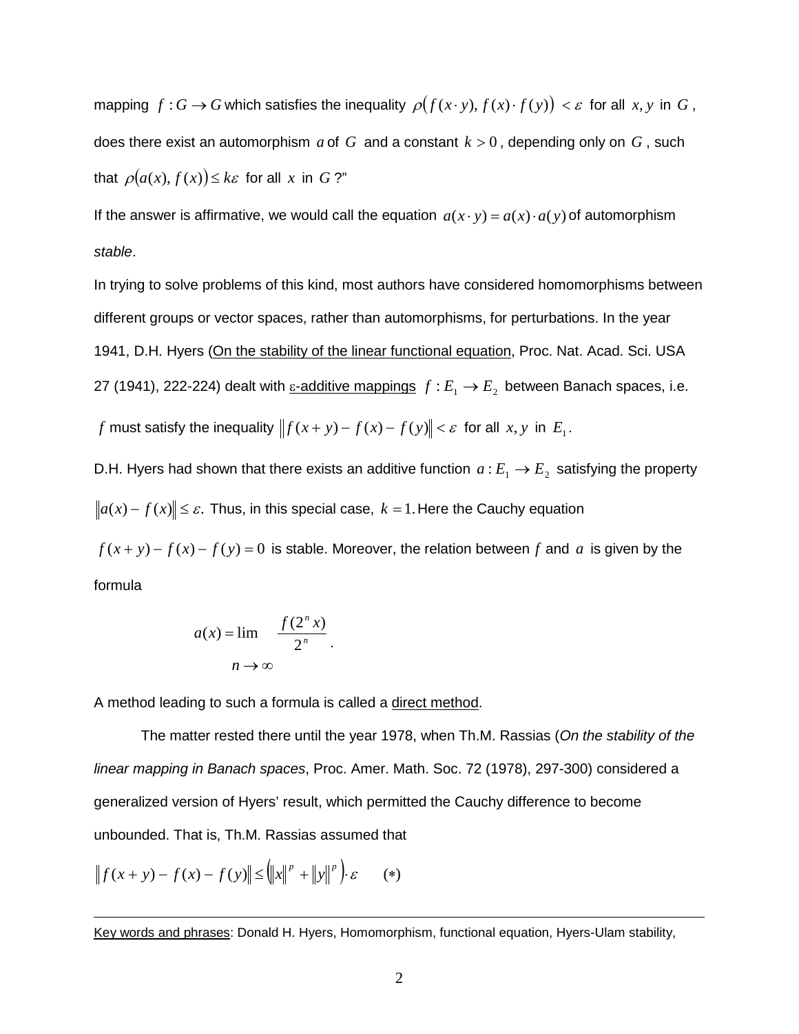mapping $f : G \to G$ which satisfies the inequality $\rho\big(f(x \cdot y), f(x) \cdot f(y)\big) < \varepsilon$ for all $x, y$ in $G$, does there exist an automorphism $a$ of $G$ and a constant $k > 0$, depending only on $G$, such that $\rho\big(a(x), f(x)\big) \le k\varepsilon$ for all $x$ in $G$?"

If the answer is affirmative, we would call the equation $a(x \cdot y) = a(x) \cdot a(y)$ of automorphism *stable*.

In trying to solve problems of this kind, most authors have considered homomorphisms between different groups or vector spaces, rather than automorphisms, for perturbations. In the year 1941, D.H. Hyers (On the stability of the linear functional equation, Proc. Nat. Acad. Sci. USA 27 (1941), 222-224) dealt with ε-additive mappings $f : E_1 \to E_2$ between Banach spaces, i.e. $f$ must satisfy the inequality $\|f(x + y) - f(x) - f(y)\| < \varepsilon$ for all $x, y$ in $E_1$.

D.H. Hyers had shown that there exists an additive function $a : E_1 \to E_2$ satisfying the property $\|a(x) - f(x)\| \le \varepsilon$. Thus, in this special case, $k = 1$. Here the Cauchy equation $f(x + y) - f(x) - f(y) = 0$ is stable. Moreover, the relation between $f$ and $a$ is given by the formula

$$a(x) = \lim_{n \to \infty} \frac{f(2^n x)}{2^n}.$$

A method leading to such a formula is called a direct method.

The matter rested there until the year 1978, when Th.M. Rassias (*On the stability of the linear mapping in Banach spaces*, Proc. Amer. Math. Soc. 72 (1978), 297-300) considered a generalized version of Hyers' result, which permitted the Cauchy difference to become unbounded. That is, Th.M. Rassias assumed that

$$\|f(x + y) - f(x) - f(y)\| \le \left(\|x\|^p + \|y\|^p\right) \cdot \varepsilon \qquad (*)$$

---

Key words and phrases: Donald H. Hyers, Homomorphism, functional equation, Hyers-Ulam stability,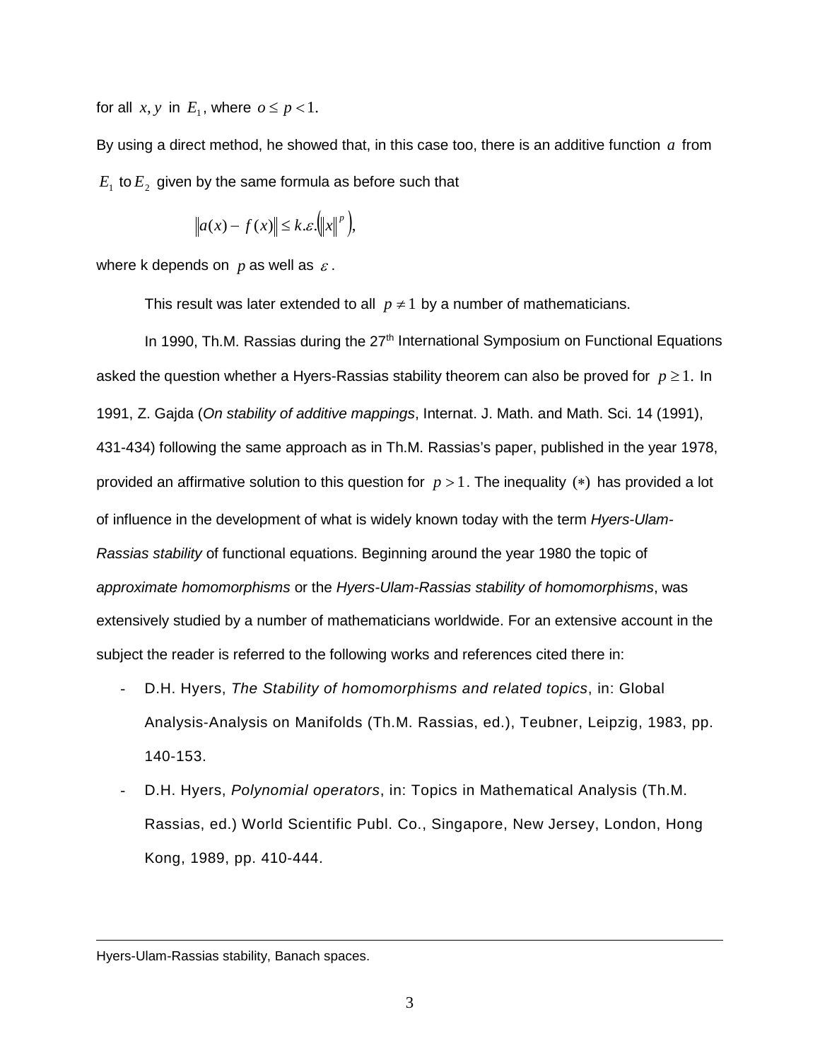for all $x, y$ in $E_1$, where $o \leq p < 1.$

By using a direct method, he showed that, in this case too, there is an additive function $a$ from $E_1$ to $E_2$ given by the same formula as before such that

$$\|a(x) - f(x)\| \leq k.\varepsilon.\left(\|x\|^p\right),$$

where k depends on $p$ as well as $\varepsilon$.

This result was later extended to all $p \neq 1$ by a number of mathematicians.

In 1990, Th.M. Rassias during the 27[th] International Symposium on Functional Equations asked the question whether a Hyers-Rassias stability theorem can also be proved for $p \geq 1$. In 1991, Z. Gajda (*On stability of additive mappings*, Internat. J. Math. and Math. Sci. 14 (1991), 431-434) following the same approach as in Th.M. Rassias's paper, published in the year 1978, provided an affirmative solution to this question for $p > 1$. The inequality $(*)$ has provided a lot of influence in the development of what is widely known today with the term *Hyers-Ulam-Rassias stability* of functional equations. Beginning around the year 1980 the topic of *approximate homomorphisms* or the *Hyers-Ulam-Rassias stability of homomorphisms*, was extensively studied by a number of mathematicians worldwide. For an extensive account in the subject the reader is referred to the following works and references cited there in:

- D.H. Hyers, *The Stability of homomorphisms and related topics*, in: Global Analysis-Analysis on Manifolds (Th.M. Rassias, ed.), Teubner, Leipzig, 1983, pp. 140-153.
- D.H. Hyers, *Polynomial operators*, in: Topics in Mathematical Analysis (Th.M. Rassias, ed.) World Scientific Publ. Co., Singapore, New Jersey, London, Hong Kong, 1989, pp. 410-444.

---

Hyers-Ulam-Rassias stability, Banach spaces.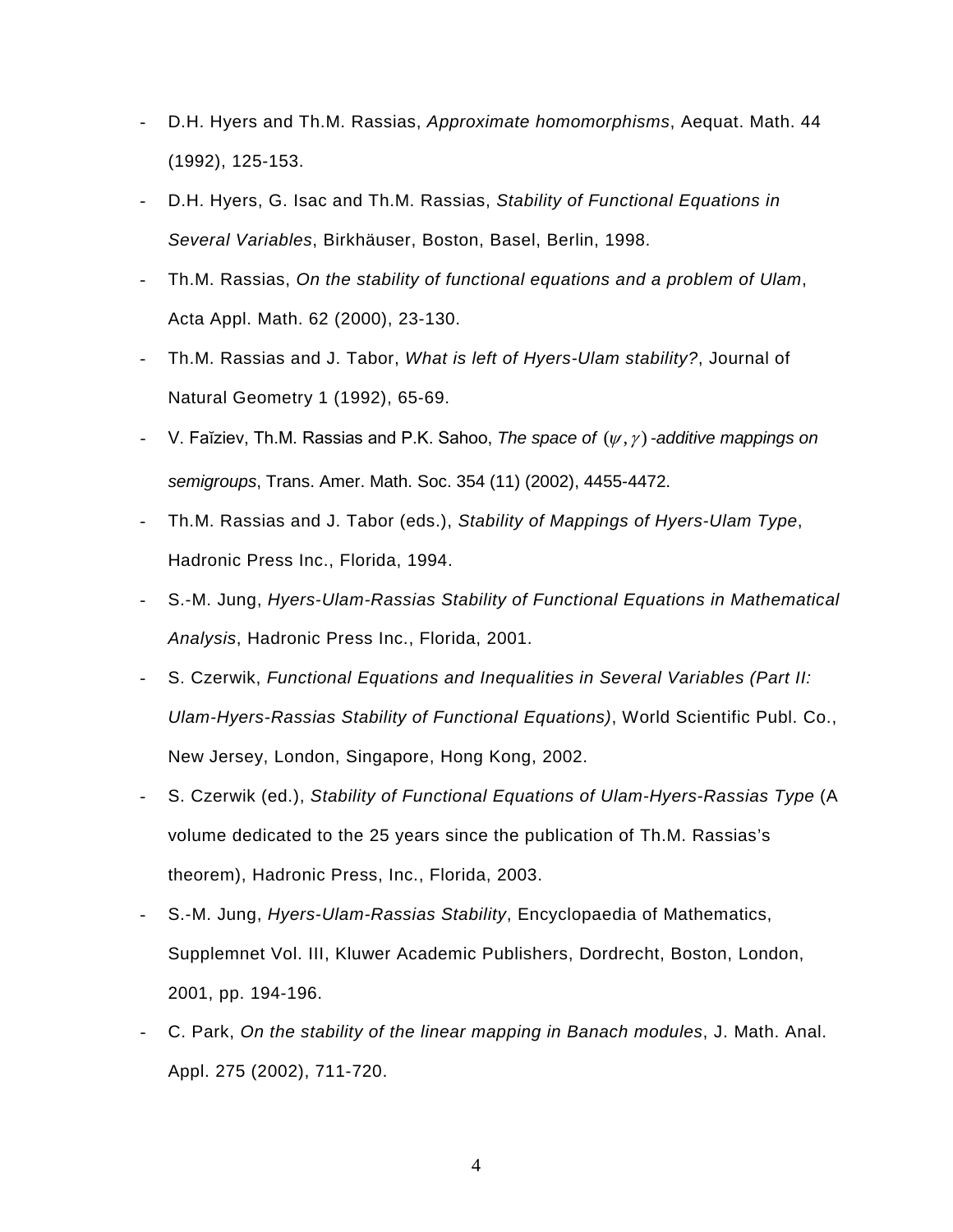- D.H. Hyers and Th.M. Rassias, *Approximate homomorphisms*, Aequat. Math. 44 (1992), 125-153.
- D.H. Hyers, G. Isac and Th.M. Rassias, *Stability of Functional Equations in Several Variables*, Birkhäuser, Boston, Basel, Berlin, 1998.
- Th.M. Rassias, *On the stability of functional equations and a problem of Ulam*, Acta Appl. Math. 62 (2000), 23-130.
- Th.M. Rassias and J. Tabor, *What is left of Hyers-Ulam stability?*, Journal of Natural Geometry 1 (1992), 65-69.
- V. Faĭziev, Th.M. Rassias and P.K. Sahoo, *The space of* $(\psi, \gamma)$*-additive mappings on semigroups*, Trans. Amer. Math. Soc. 354 (11) (2002), 4455-4472.
- Th.M. Rassias and J. Tabor (eds.), *Stability of Mappings of Hyers-Ulam Type*, Hadronic Press Inc., Florida, 1994.
- S.-M. Jung, *Hyers-Ulam-Rassias Stability of Functional Equations in Mathematical Analysis*, Hadronic Press Inc., Florida, 2001.
- S. Czerwik, *Functional Equations and Inequalities in Several Variables (Part II: Ulam-Hyers-Rassias Stability of Functional Equations)*, World Scientific Publ. Co., New Jersey, London, Singapore, Hong Kong, 2002.
- S. Czerwik (ed.), *Stability of Functional Equations of Ulam-Hyers-Rassias Type* (A volume dedicated to the 25 years since the publication of Th.M. Rassias's theorem), Hadronic Press, Inc., Florida, 2003.
- S.-M. Jung, *Hyers-Ulam-Rassias Stability*, Encyclopaedia of Mathematics, Supplemnet Vol. III, Kluwer Academic Publishers, Dordrecht, Boston, London, 2001, pp. 194-196.
- C. Park, *On the stability of the linear mapping in Banach modules*, J. Math. Anal. Appl. 275 (2002), 711-720.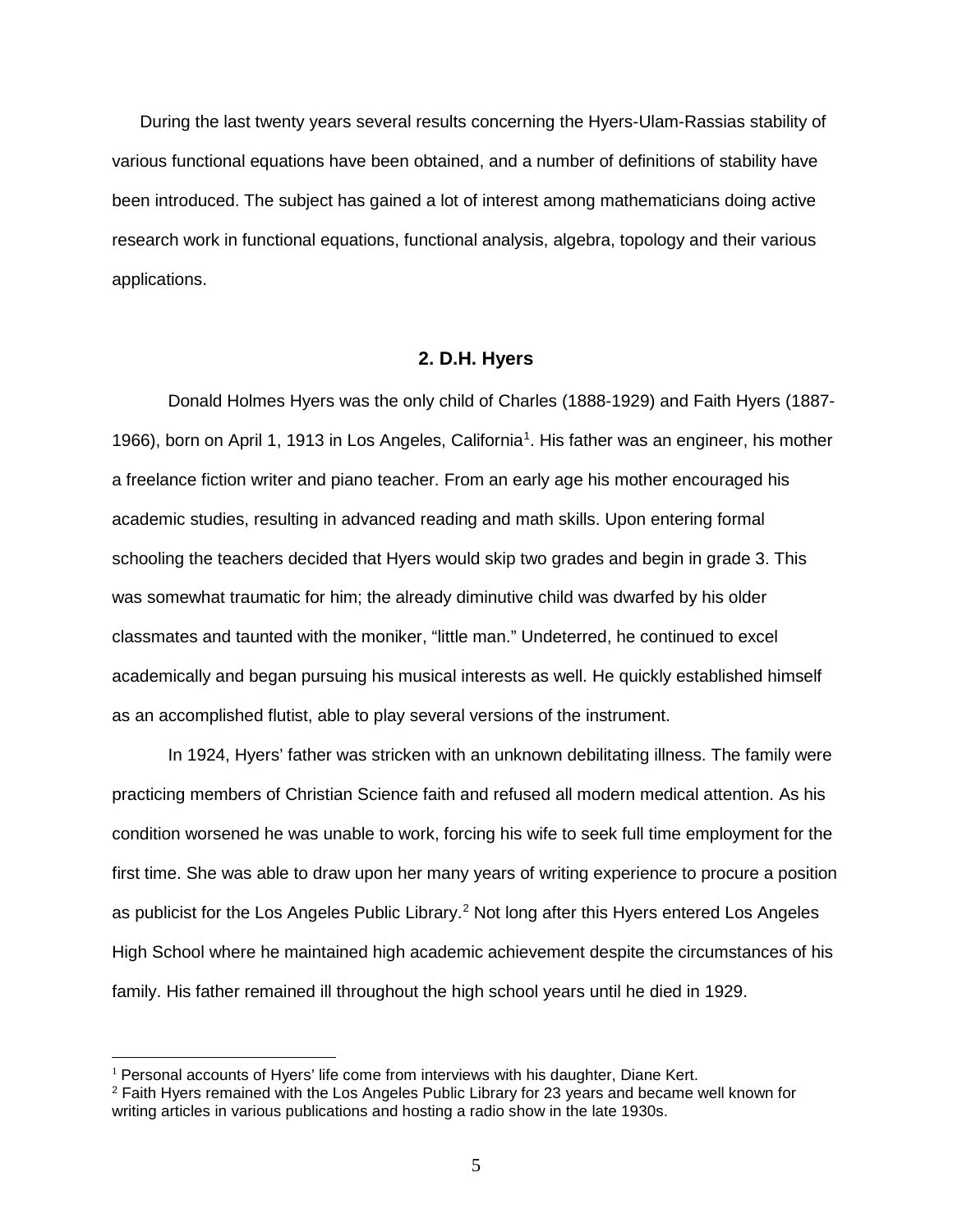During the last twenty years several results concerning the Hyers-Ulam-Rassias stability of various functional equations have been obtained, and a number of definitions of stability have been introduced. The subject has gained a lot of interest among mathematicians doing active research work in functional equations, functional analysis, algebra, topology and their various applications.

## 2. D.H. Hyers

Donald Holmes Hyers was the only child of Charles (1888-1929) and Faith Hyers (1887-1966), born on April 1, 1913 in Los Angeles, California[1]. His father was an engineer, his mother a freelance fiction writer and piano teacher. From an early age his mother encouraged his academic studies, resulting in advanced reading and math skills. Upon entering formal schooling the teachers decided that Hyers would skip two grades and begin in grade 3. This was somewhat traumatic for him; the already diminutive child was dwarfed by his older classmates and taunted with the moniker, "little man." Undeterred, he continued to excel academically and began pursuing his musical interests as well. He quickly established himself as an accomplished flutist, able to play several versions of the instrument.

In 1924, Hyers' father was stricken with an unknown debilitating illness. The family were practicing members of Christian Science faith and refused all modern medical attention. As his condition worsened he was unable to work, forcing his wife to seek full time employment for the first time. She was able to draw upon her many years of writing experience to procure a position as publicist for the Los Angeles Public Library.[2] Not long after this Hyers entered Los Angeles High School where he maintained high academic achievement despite the circumstances of his family. His father remained ill throughout the high school years until he died in 1929.

[1] Personal accounts of Hyers' life come from interviews with his daughter, Diane Kert.

[2] Faith Hyers remained with the Los Angeles Public Library for 23 years and became well known for writing articles in various publications and hosting a radio show in the late 1930s.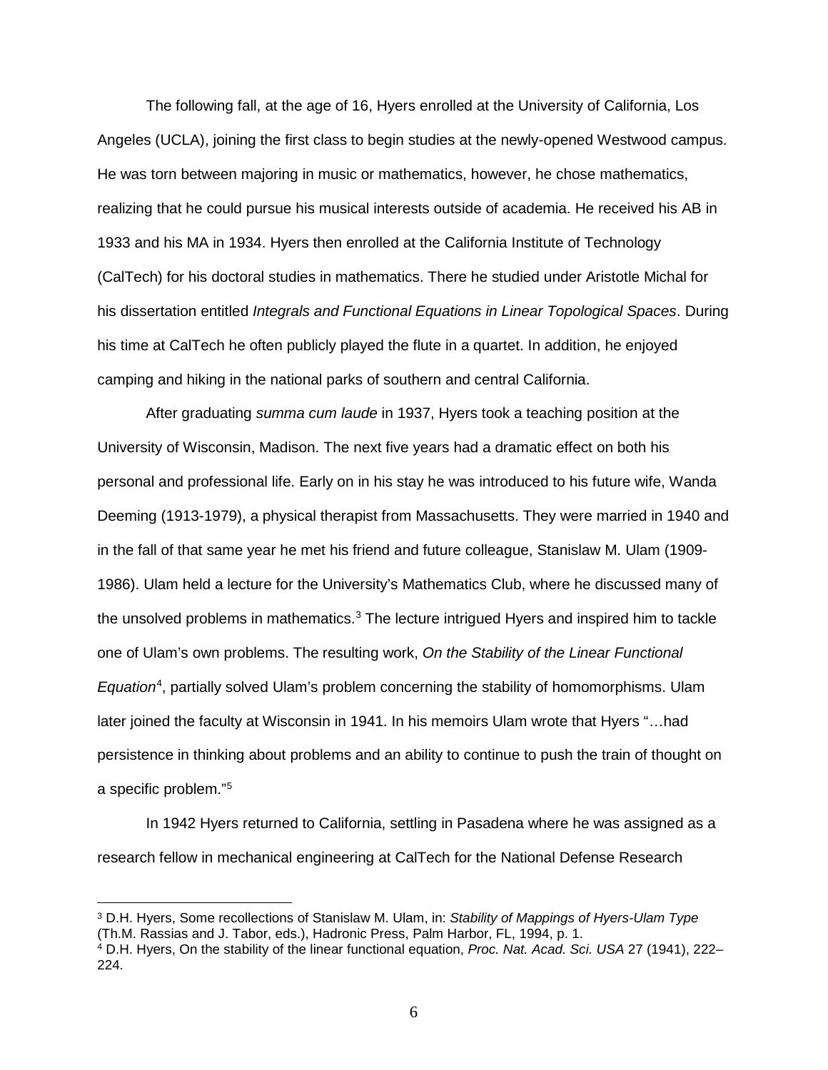The following fall, at the age of 16, Hyers enrolled at the University of California, Los Angeles (UCLA), joining the first class to begin studies at the newly-opened Westwood campus. He was torn between majoring in music or mathematics, however, he chose mathematics, realizing that he could pursue his musical interests outside of academia. He received his AB in 1933 and his MA in 1934. Hyers then enrolled at the California Institute of Technology (CalTech) for his doctoral studies in mathematics. There he studied under Aristotle Michal for his dissertation entitled *Integrals and Functional Equations in Linear Topological Spaces*. During his time at CalTech he often publicly played the flute in a quartet. In addition, he enjoyed camping and hiking in the national parks of southern and central California.

After graduating *summa cum laude* in 1937, Hyers took a teaching position at the University of Wisconsin, Madison. The next five years had a dramatic effect on both his personal and professional life. Early on in his stay he was introduced to his future wife, Wanda Deeming (1913-1979), a physical therapist from Massachusetts. They were married in 1940 and in the fall of that same year he met his friend and future colleague, Stanislaw M. Ulam (1909-1986). Ulam held a lecture for the University's Mathematics Club, where he discussed many of the unsolved problems in mathematics.[3] The lecture intrigued Hyers and inspired him to tackle one of Ulam's own problems. The resulting work, *On the Stability of the Linear Functional Equation*[4], partially solved Ulam's problem concerning the stability of homomorphisms. Ulam later joined the faculty at Wisconsin in 1941. In his memoirs Ulam wrote that Hyers "…had persistence in thinking about problems and an ability to continue to push the train of thought on a specific problem."[5]

In 1942 Hyers returned to California, settling in Pasadena where he was assigned as a research fellow in mechanical engineering at CalTech for the National Defense Research

---

[3] D.H. Hyers, Some recollections of Stanislaw M. Ulam, in: *Stability of Mappings of Hyers-Ulam Type* (Th.M. Rassias and J. Tabor, eds.), Hadronic Press, Palm Harbor, FL, 1994, p. 1.

[4] D.H. Hyers, On the stability of the linear functional equation, *Proc. Nat. Acad. Sci. USA* 27 (1941), 222–224.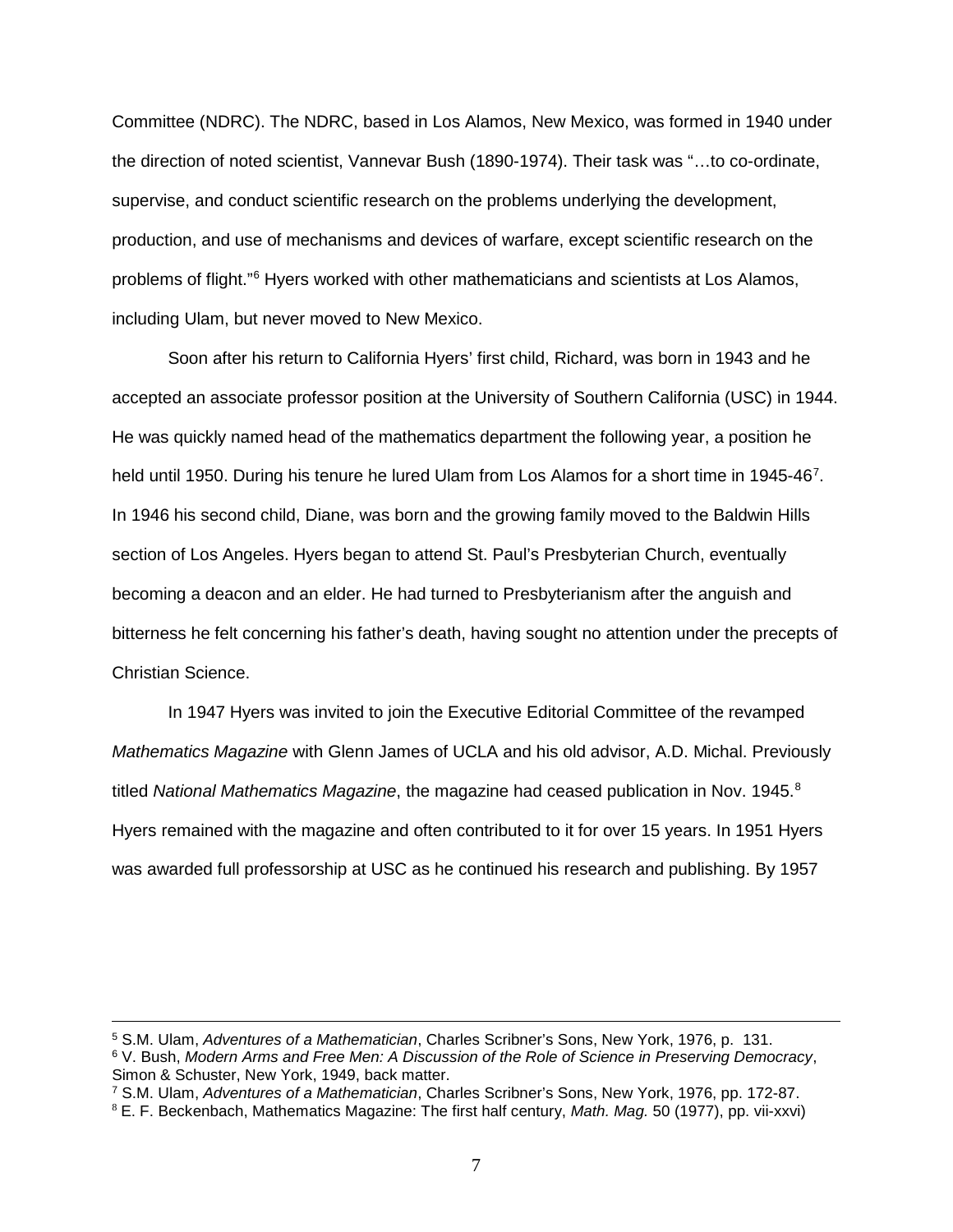Committee (NDRC). The NDRC, based in Los Alamos, New Mexico, was formed in 1940 under the direction of noted scientist, Vannevar Bush (1890-1974). Their task was "…to co-ordinate, supervise, and conduct scientific research on the problems underlying the development, production, and use of mechanisms and devices of warfare, except scientific research on the problems of flight."[6] Hyers worked with other mathematicians and scientists at Los Alamos, including Ulam, but never moved to New Mexico.

Soon after his return to California Hyers' first child, Richard, was born in 1943 and he accepted an associate professor position at the University of Southern California (USC) in 1944. He was quickly named head of the mathematics department the following year, a position he held until 1950. During his tenure he lured Ulam from Los Alamos for a short time in 1945-46[7]. In 1946 his second child, Diane, was born and the growing family moved to the Baldwin Hills section of Los Angeles. Hyers began to attend St. Paul's Presbyterian Church, eventually becoming a deacon and an elder. He had turned to Presbyterianism after the anguish and bitterness he felt concerning his father's death, having sought no attention under the precepts of Christian Science.

In 1947 Hyers was invited to join the Executive Editorial Committee of the revamped *Mathematics Magazine* with Glenn James of UCLA and his old advisor, A.D. Michal. Previously titled *National Mathematics Magazine*, the magazine had ceased publication in Nov. 1945.[8] Hyers remained with the magazine and often contributed to it for over 15 years. In 1951 Hyers was awarded full professorship at USC as he continued his research and publishing. By 1957

---

[5] S.M. Ulam, *Adventures of a Mathematician*, Charles Scribner's Sons, New York, 1976, p. 131.

[6] V. Bush, *Modern Arms and Free Men: A Discussion of the Role of Science in Preserving Democracy*, Simon & Schuster, New York, 1949, back matter.

[7] S.M. Ulam, *Adventures of a Mathematician*, Charles Scribner's Sons, New York, 1976, pp. 172-87.

[8] E. F. Beckenbach, Mathematics Magazine: The first half century, *Math. Mag.* 50 (1977), pp. vii-xxvi)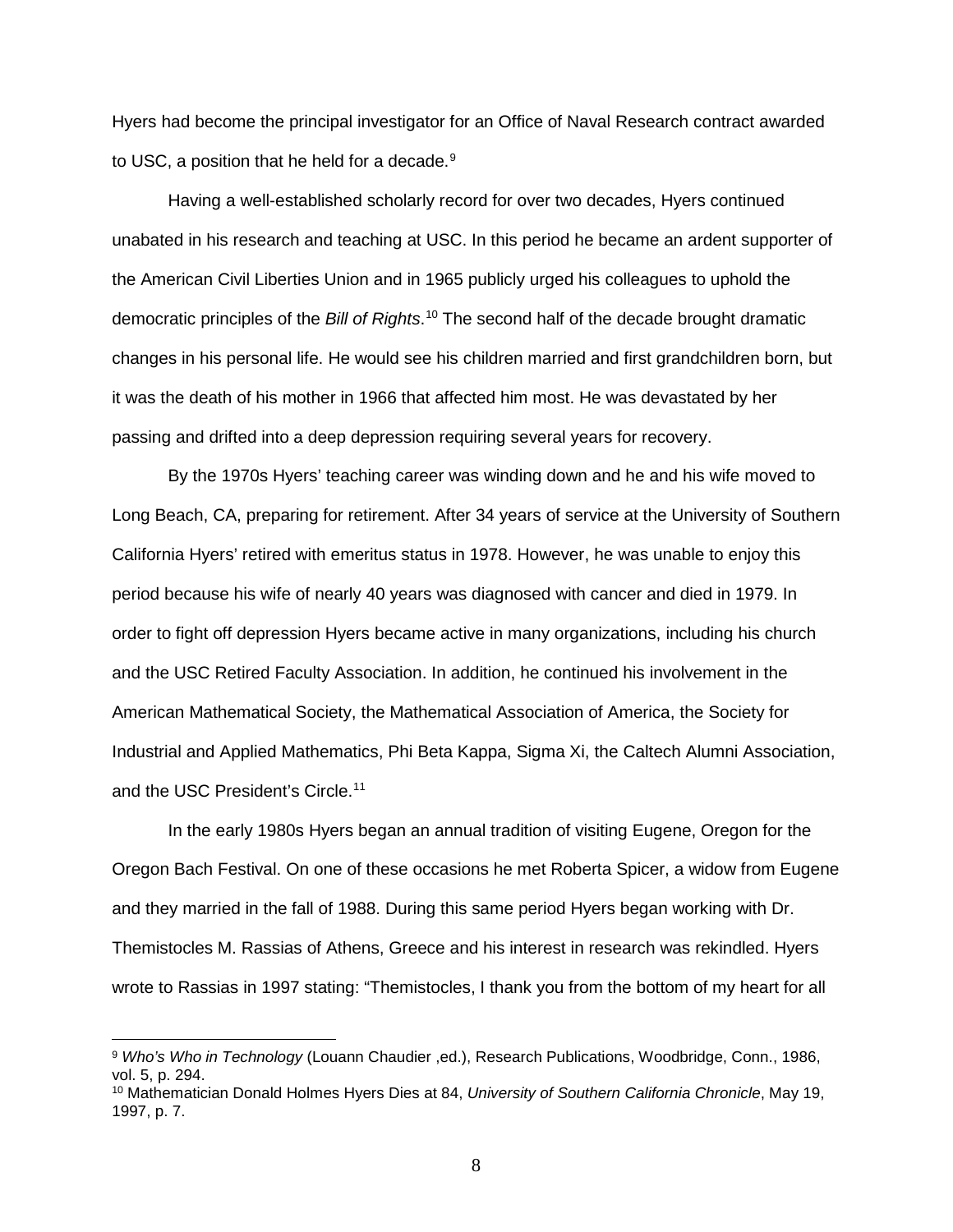Hyers had become the principal investigator for an Office of Naval Research contract awarded to USC, a position that he held for a decade.[9]

Having a well-established scholarly record for over two decades, Hyers continued unabated in his research and teaching at USC. In this period he became an ardent supporter of the American Civil Liberties Union and in 1965 publicly urged his colleagues to uphold the democratic principles of the *Bill of Rights*.[10] The second half of the decade brought dramatic changes in his personal life. He would see his children married and first grandchildren born, but it was the death of his mother in 1966 that affected him most. He was devastated by her passing and drifted into a deep depression requiring several years for recovery.

By the 1970s Hyers' teaching career was winding down and he and his wife moved to Long Beach, CA, preparing for retirement. After 34 years of service at the University of Southern California Hyers' retired with emeritus status in 1978. However, he was unable to enjoy this period because his wife of nearly 40 years was diagnosed with cancer and died in 1979. In order to fight off depression Hyers became active in many organizations, including his church and the USC Retired Faculty Association. In addition, he continued his involvement in the American Mathematical Society, the Mathematical Association of America, the Society for Industrial and Applied Mathematics, Phi Beta Kappa, Sigma Xi, the Caltech Alumni Association, and the USC President's Circle.[11]

In the early 1980s Hyers began an annual tradition of visiting Eugene, Oregon for the Oregon Bach Festival. On one of these occasions he met Roberta Spicer, a widow from Eugene and they married in the fall of 1988. During this same period Hyers began working with Dr. Themistocles M. Rassias of Athens, Greece and his interest in research was rekindled. Hyers wrote to Rassias in 1997 stating: "Themistocles, I thank you from the bottom of my heart for all

---

[9] *Who's Who in Technology* (Louann Chaudier ,ed.), Research Publications, Woodbridge, Conn., 1986, vol. 5, p. 294.

[10] Mathematician Donald Holmes Hyers Dies at 84, *University of Southern California Chronicle*, May 19, 1997, p. 7.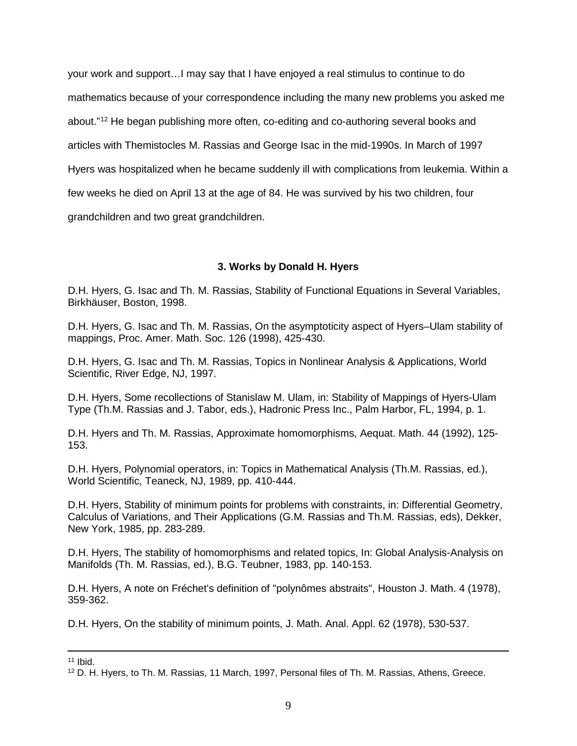your work and support…I may say that I have enjoyed a real stimulus to continue to do mathematics because of your correspondence including the many new problems you asked me about."[12] He began publishing more often, co-editing and co-authoring several books and articles with Themistocles M. Rassias and George Isac in the mid-1990s. In March of 1997 Hyers was hospitalized when he became suddenly ill with complications from leukemia. Within a few weeks he died on April 13 at the age of 84. He was survived by his two children, four grandchildren and two great grandchildren.

### 3. Works by Donald H. Hyers

D.H. Hyers, G. Isac and Th. M. Rassias, Stability of Functional Equations in Several Variables, Birkhäuser, Boston, 1998.

D.H. Hyers, G. Isac and Th. M. Rassias, On the asymptoticity aspect of Hyers–Ulam stability of mappings, Proc. Amer. Math. Soc. 126 (1998), 425-430.

D.H. Hyers, G. Isac and Th. M. Rassias, Topics in Nonlinear Analysis & Applications, World Scientific, River Edge, NJ, 1997.

D.H. Hyers, Some recollections of Stanislaw M. Ulam, in: Stability of Mappings of Hyers-Ulam Type (Th.M. Rassias and J. Tabor, eds.), Hadronic Press Inc., Palm Harbor, FL, 1994, p. 1.

D.H. Hyers and Th. M. Rassias, Approximate homomorphisms, Aequat. Math. 44 (1992), 125-153.

D.H. Hyers, Polynomial operators, in: Topics in Mathematical Analysis (Th.M. Rassias, ed.), World Scientific, Teaneck, NJ, 1989, pp. 410-444.

D.H. Hyers, Stability of minimum points for problems with constraints, in: Differential Geometry, Calculus of Variations, and Their Applications (G.M. Rassias and Th.M. Rassias, eds), Dekker, New York, 1985, pp. 283-289.

D.H. Hyers, The stability of homomorphisms and related topics, In: Global Analysis-Analysis on Manifolds (Th. M. Rassias, ed.), B.G. Teubner, 1983, pp. 140-153.

D.H. Hyers, A note on Fréchet's definition of "polynômes abstraits", Houston J. Math. 4 (1978), 359-362.

D.H. Hyers, On the stability of minimum points, J. Math. Anal. Appl. 62 (1978), 530-537.

---

[11] Ibid.

[12] D. H. Hyers, to Th. M. Rassias, 11 March, 1997, Personal files of Th. M. Rassias, Athens, Greece.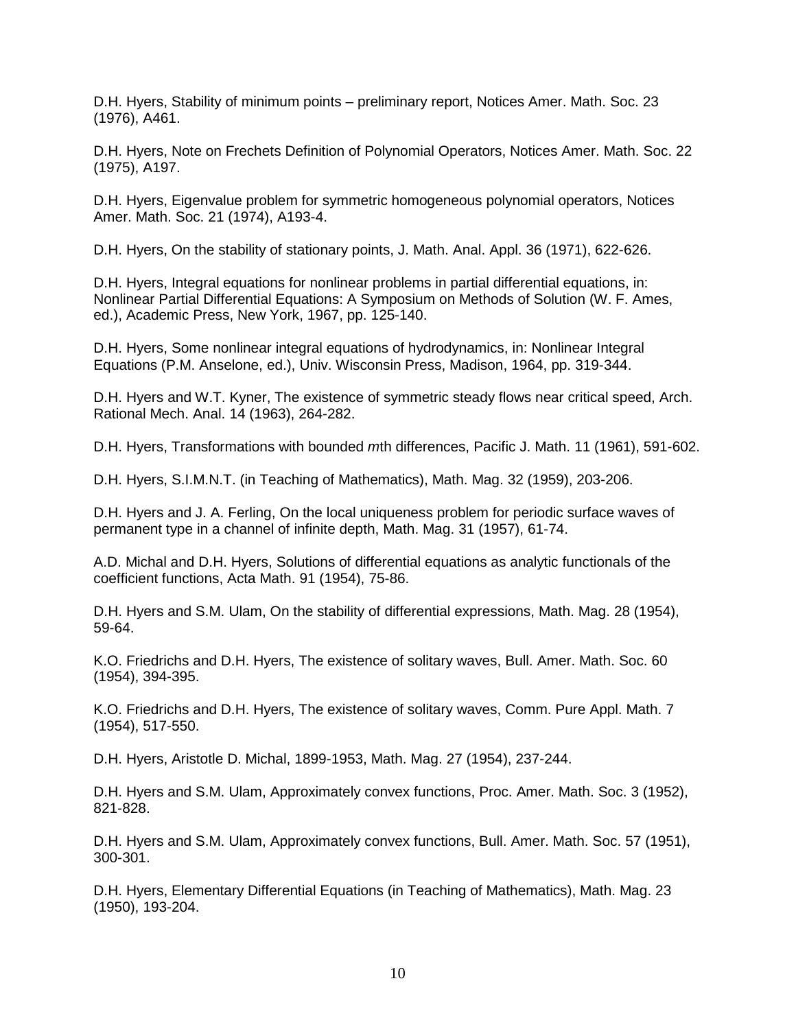D.H. Hyers, Stability of minimum points – preliminary report, Notices Amer. Math. Soc. 23 (1976), A461.

D.H. Hyers, Note on Frechets Definition of Polynomial Operators, Notices Amer. Math. Soc. 22 (1975), A197.

D.H. Hyers, Eigenvalue problem for symmetric homogeneous polynomial operators, Notices Amer. Math. Soc. 21 (1974), A193-4.

D.H. Hyers, On the stability of stationary points, J. Math. Anal. Appl. 36 (1971), 622-626.

D.H. Hyers, Integral equations for nonlinear problems in partial differential equations, in: Nonlinear Partial Differential Equations: A Symposium on Methods of Solution (W. F. Ames, ed.), Academic Press, New York, 1967, pp. 125-140.

D.H. Hyers, Some nonlinear integral equations of hydrodynamics, in: Nonlinear Integral Equations (P.M. Anselone, ed.), Univ. Wisconsin Press, Madison, 1964, pp. 319-344.

D.H. Hyers and W.T. Kyner, The existence of symmetric steady flows near critical speed, Arch. Rational Mech. Anal. 14 (1963), 264-282.

D.H. Hyers, Transformations with bounded *m*th differences, Pacific J. Math. 11 (1961), 591-602.

D.H. Hyers, S.I.M.N.T. (in Teaching of Mathematics), Math. Mag. 32 (1959), 203-206.

D.H. Hyers and J. A. Ferling, On the local uniqueness problem for periodic surface waves of permanent type in a channel of infinite depth, Math. Mag. 31 (1957), 61-74.

A.D. Michal and D.H. Hyers, Solutions of differential equations as analytic functionals of the coefficient functions, Acta Math. 91 (1954), 75-86.

D.H. Hyers and S.M. Ulam, On the stability of differential expressions, Math. Mag. 28 (1954), 59-64.

K.O. Friedrichs and D.H. Hyers, The existence of solitary waves, Bull. Amer. Math. Soc. 60 (1954), 394-395.

K.O. Friedrichs and D.H. Hyers, The existence of solitary waves, Comm. Pure Appl. Math. 7 (1954), 517-550.

D.H. Hyers, Aristotle D. Michal, 1899-1953, Math. Mag. 27 (1954), 237-244.

D.H. Hyers and S.M. Ulam, Approximately convex functions, Proc. Amer. Math. Soc. 3 (1952), 821-828.

D.H. Hyers and S.M. Ulam, Approximately convex functions, Bull. Amer. Math. Soc. 57 (1951), 300-301.

D.H. Hyers, Elementary Differential Equations (in Teaching of Mathematics), Math. Mag. 23 (1950), 193-204.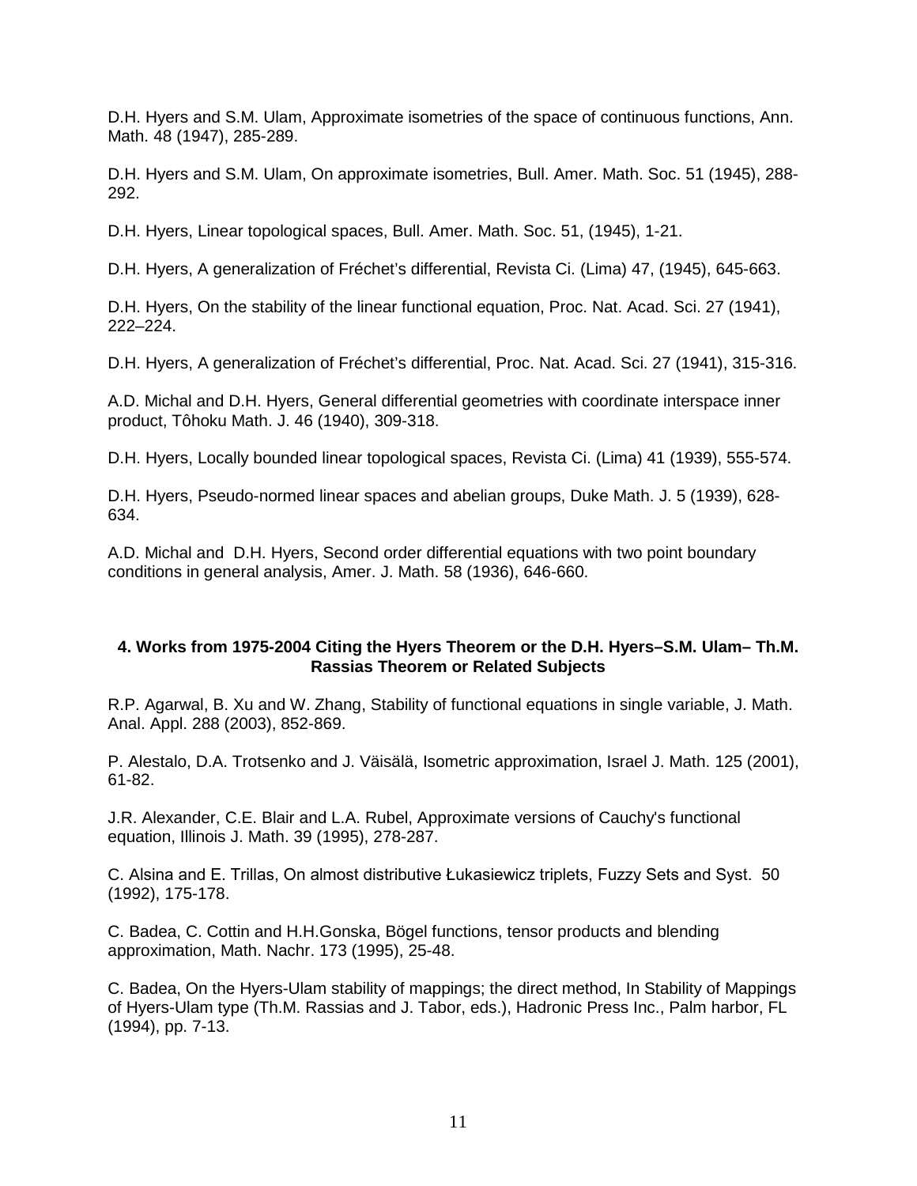D.H. Hyers and S.M. Ulam, Approximate isometries of the space of continuous functions, Ann. Math. 48 (1947), 285-289.

D.H. Hyers and S.M. Ulam, On approximate isometries, Bull. Amer. Math. Soc. 51 (1945), 288-292.

D.H. Hyers, Linear topological spaces, Bull. Amer. Math. Soc. 51, (1945), 1-21.

D.H. Hyers, A generalization of Fréchet's differential, Revista Ci. (Lima) 47, (1945), 645-663.

D.H. Hyers, On the stability of the linear functional equation, Proc. Nat. Acad. Sci. 27 (1941), 222–224.

D.H. Hyers, A generalization of Fréchet's differential, Proc. Nat. Acad. Sci. 27 (1941), 315-316.

A.D. Michal and D.H. Hyers, General differential geometries with coordinate interspace inner product, Tôhoku Math. J. 46 (1940), 309-318.

D.H. Hyers, Locally bounded linear topological spaces, Revista Ci. (Lima) 41 (1939), 555-574.

D.H. Hyers, Pseudo-normed linear spaces and abelian groups, Duke Math. J. 5 (1939), 628-634.

A.D. Michal and D.H. Hyers, Second order differential equations with two point boundary conditions in general analysis, Amer. J. Math. 58 (1936), 646-660.

### 4. Works from 1975-2004 Citing the Hyers Theorem or the D.H. Hyers–S.M. Ulam– Th.M. Rassias Theorem or Related Subjects

R.P. Agarwal, B. Xu and W. Zhang, Stability of functional equations in single variable, J. Math. Anal. Appl. 288 (2003), 852-869.

P. Alestalo, D.A. Trotsenko and J. Väisälä, Isometric approximation, Israel J. Math. 125 (2001), 61-82.

J.R. Alexander, C.E. Blair and L.A. Rubel, Approximate versions of Cauchy's functional equation, Illinois J. Math. 39 (1995), 278-287.

C. Alsina and E. Trillas, On almost distributive Łukasiewicz triplets, Fuzzy Sets and Syst. 50 (1992), 175-178.

C. Badea, C. Cottin and H.H.Gonska, Bögel functions, tensor products and blending approximation, Math. Nachr. 173 (1995), 25-48.

C. Badea, On the Hyers-Ulam stability of mappings; the direct method, In Stability of Mappings of Hyers-Ulam type (Th.M. Rassias and J. Tabor, eds.), Hadronic Press Inc., Palm harbor, FL (1994), pp. 7-13.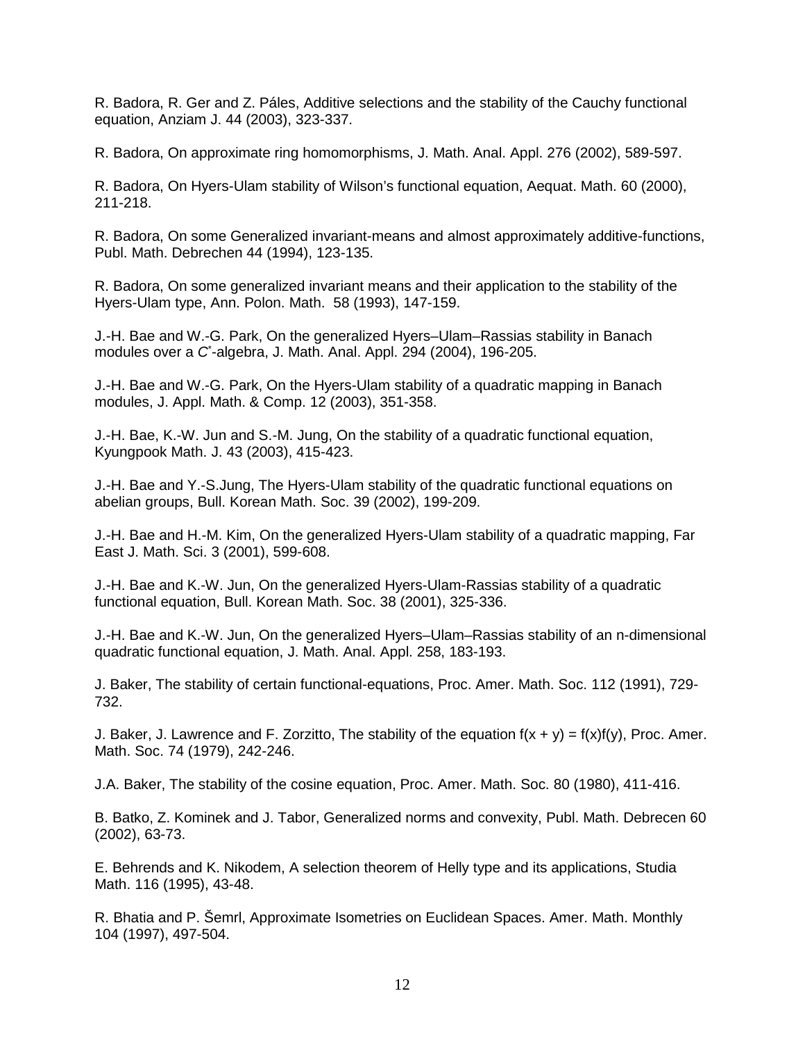R. Badora, R. Ger and Z. Páles, Additive selections and the stability of the Cauchy functional equation, Anziam J. 44 (2003), 323-337.

R. Badora, On approximate ring homomorphisms, J. Math. Anal. Appl. 276 (2002), 589-597.

R. Badora, On Hyers-Ulam stability of Wilson's functional equation, Aequat. Math. 60 (2000), 211-218.

R. Badora, On some Generalized invariant-means and almost approximately additive-functions, Publ. Math. Debrechen 44 (1994), 123-135.

R. Badora, On some generalized invariant means and their application to the stability of the Hyers-Ulam type, Ann. Polon. Math. 58 (1993), 147-159.

J.-H. Bae and W.-G. Park, On the generalized Hyers–Ulam–Rassias stability in Banach modules over a $C^*$-algebra, J. Math. Anal. Appl. 294 (2004), 196-205.

J.-H. Bae and W.-G. Park, On the Hyers-Ulam stability of a quadratic mapping in Banach modules, J. Appl. Math. & Comp. 12 (2003), 351-358.

J.-H. Bae, K.-W. Jun and S.-M. Jung, On the stability of a quadratic functional equation, Kyungpook Math. J. 43 (2003), 415-423.

J.-H. Bae and Y.-S.Jung, The Hyers-Ulam stability of the quadratic functional equations on abelian groups, Bull. Korean Math. Soc. 39 (2002), 199-209.

J.-H. Bae and H.-M. Kim, On the generalized Hyers-Ulam stability of a quadratic mapping, Far East J. Math. Sci. 3 (2001), 599-608.

J.-H. Bae and K.-W. Jun, On the generalized Hyers-Ulam-Rassias stability of a quadratic functional equation, Bull. Korean Math. Soc. 38 (2001), 325-336.

J.-H. Bae and K.-W. Jun, On the generalized Hyers–Ulam–Rassias stability of an n-dimensional quadratic functional equation, J. Math. Anal. Appl. 258, 183-193.

J. Baker, The stability of certain functional-equations, Proc. Amer. Math. Soc. 112 (1991), 729-732.

J. Baker, J. Lawrence and F. Zorzitto, The stability of the equation $f(x + y) = f(x)f(y)$, Proc. Amer. Math. Soc. 74 (1979), 242-246.

J.A. Baker, The stability of the cosine equation, Proc. Amer. Math. Soc. 80 (1980), 411-416.

B. Batko, Z. Kominek and J. Tabor, Generalized norms and convexity, Publ. Math. Debrecen 60 (2002), 63-73.

E. Behrends and K. Nikodem, A selection theorem of Helly type and its applications, Studia Math. 116 (1995), 43-48.

R. Bhatia and P. Šemrl, Approximate Isometries on Euclidean Spaces. Amer. Math. Monthly 104 (1997), 497-504.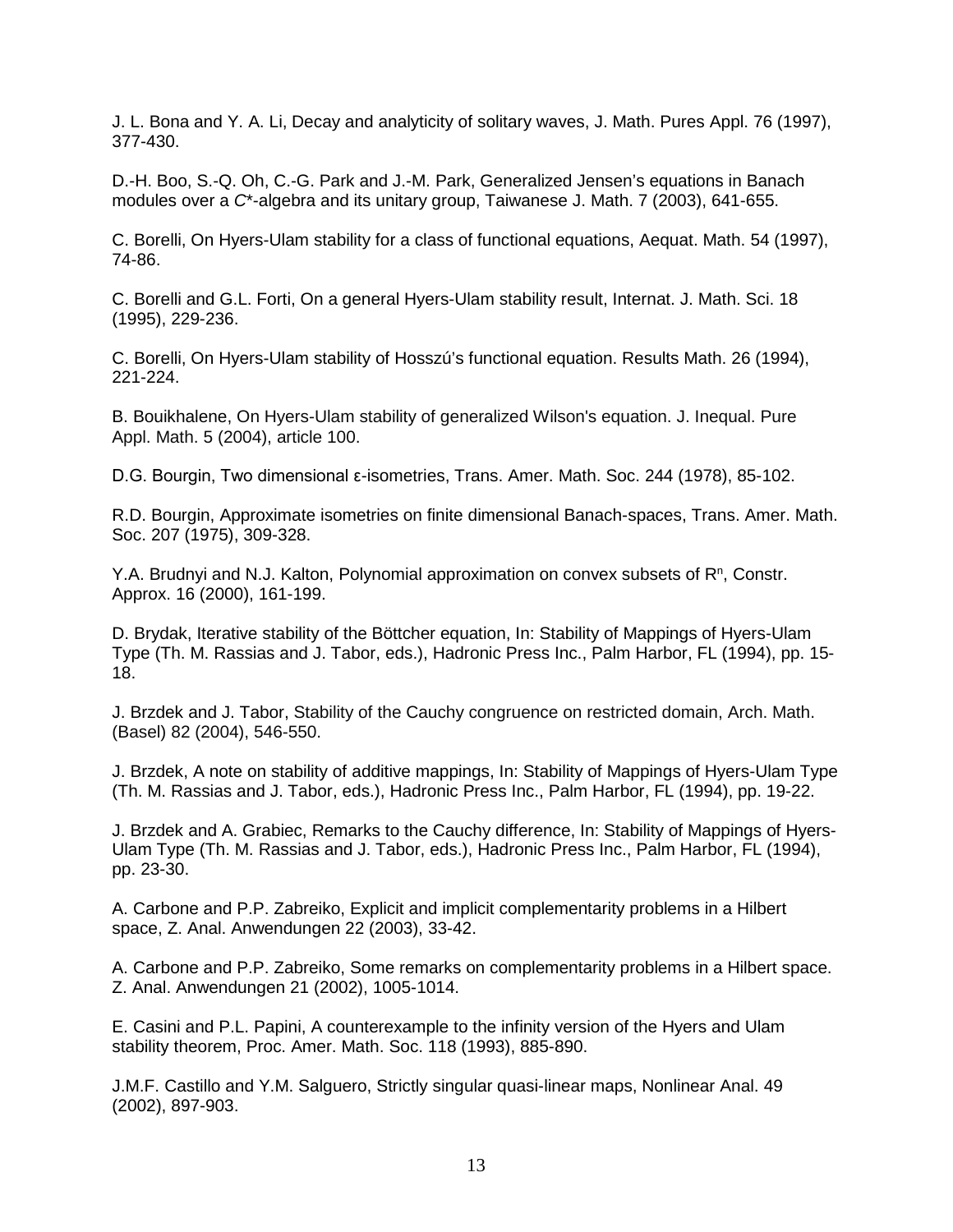J. L. Bona and Y. A. Li, Decay and analyticity of solitary waves, J. Math. Pures Appl. 76 (1997), 377-430.

D.-H. Boo, S.-Q. Oh, C.-G. Park and J.-M. Park, Generalized Jensen's equations in Banach modules over a *C*\*-algebra and its unitary group, Taiwanese J. Math. 7 (2003), 641-655.

C. Borelli, On Hyers-Ulam stability for a class of functional equations, Aequat. Math. 54 (1997), 74-86.

C. Borelli and G.L. Forti, On a general Hyers-Ulam stability result, Internat. J. Math. Sci. 18 (1995), 229-236.

C. Borelli, On Hyers-Ulam stability of Hosszú's functional equation. Results Math. 26 (1994), 221-224.

B. Bouikhalene, On Hyers-Ulam stability of generalized Wilson's equation. J. Inequal. Pure Appl. Math. 5 (2004), article 100.

D.G. Bourgin, Two dimensional ε-isometries, Trans. Amer. Math. Soc. 244 (1978), 85-102.

R.D. Bourgin, Approximate isometries on finite dimensional Banach-spaces, Trans. Amer. Math. Soc. 207 (1975), 309-328.

Y.A. Brudnyi and N.J. Kalton, Polynomial approximation on convex subsets of $R^n$, Constr. Approx. 16 (2000), 161-199.

D. Brydak, Iterative stability of the Böttcher equation, In: Stability of Mappings of Hyers-Ulam Type (Th. M. Rassias and J. Tabor, eds.), Hadronic Press Inc., Palm Harbor, FL (1994), pp. 15-18.

J. Brzdek and J. Tabor, Stability of the Cauchy congruence on restricted domain, Arch. Math. (Basel) 82 (2004), 546-550.

J. Brzdek, A note on stability of additive mappings, In: Stability of Mappings of Hyers-Ulam Type (Th. M. Rassias and J. Tabor, eds.), Hadronic Press Inc., Palm Harbor, FL (1994), pp. 19-22.

J. Brzdek and A. Grabiec, Remarks to the Cauchy difference, In: Stability of Mappings of Hyers-Ulam Type (Th. M. Rassias and J. Tabor, eds.), Hadronic Press Inc., Palm Harbor, FL (1994), pp. 23-30.

A. Carbone and P.P. Zabreiko, Explicit and implicit complementarity problems in a Hilbert space, Z. Anal. Anwendungen 22 (2003), 33-42.

A. Carbone and P.P. Zabreiko, Some remarks on complementarity problems in a Hilbert space. Z. Anal. Anwendungen 21 (2002), 1005-1014.

E. Casini and P.L. Papini, A counterexample to the infinity version of the Hyers and Ulam stability theorem, Proc. Amer. Math. Soc. 118 (1993), 885-890.

J.M.F. Castillo and Y.M. Salguero, Strictly singular quasi-linear maps, Nonlinear Anal. 49 (2002), 897-903.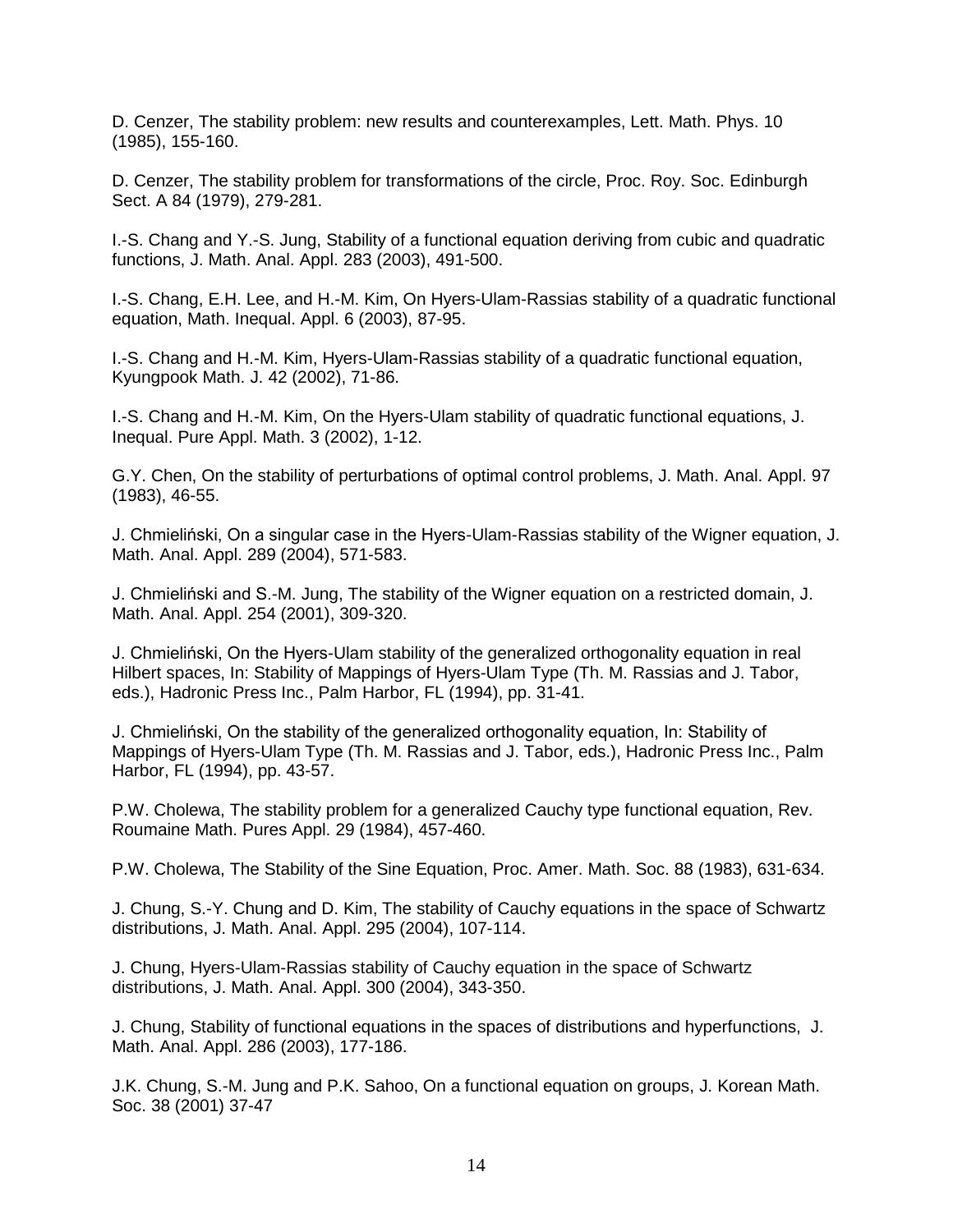D. Cenzer, The stability problem: new results and counterexamples, Lett. Math. Phys. 10 (1985), 155-160.

D. Cenzer, The stability problem for transformations of the circle, Proc. Roy. Soc. Edinburgh Sect. A 84 (1979), 279-281.

I.-S. Chang and Y.-S. Jung, Stability of a functional equation deriving from cubic and quadratic functions, J. Math. Anal. Appl. 283 (2003), 491-500.

I.-S. Chang, E.H. Lee, and H.-M. Kim, On Hyers-Ulam-Rassias stability of a quadratic functional equation, Math. Inequal. Appl. 6 (2003), 87-95.

I.-S. Chang and H.-M. Kim, Hyers-Ulam-Rassias stability of a quadratic functional equation, Kyungpook Math. J. 42 (2002), 71-86.

I.-S. Chang and H.-M. Kim, On the Hyers-Ulam stability of quadratic functional equations, J. Inequal. Pure Appl. Math. 3 (2002), 1-12.

G.Y. Chen, On the stability of perturbations of optimal control problems, J. Math. Anal. Appl. 97 (1983), 46-55.

J. Chmieliński, On a singular case in the Hyers-Ulam-Rassias stability of the Wigner equation, J. Math. Anal. Appl. 289 (2004), 571-583.

J. Chmieliński and S.-M. Jung, The stability of the Wigner equation on a restricted domain, J. Math. Anal. Appl. 254 (2001), 309-320.

J. Chmieliński, On the Hyers-Ulam stability of the generalized orthogonality equation in real Hilbert spaces, In: Stability of Mappings of Hyers-Ulam Type (Th. M. Rassias and J. Tabor, eds.), Hadronic Press Inc., Palm Harbor, FL (1994), pp. 31-41.

J. Chmieliński, On the stability of the generalized orthogonality equation, In: Stability of Mappings of Hyers-Ulam Type (Th. M. Rassias and J. Tabor, eds.), Hadronic Press Inc., Palm Harbor, FL (1994), pp. 43-57.

P.W. Cholewa, The stability problem for a generalized Cauchy type functional equation, Rev. Roumaine Math. Pures Appl. 29 (1984), 457-460.

P.W. Cholewa, The Stability of the Sine Equation, Proc. Amer. Math. Soc. 88 (1983), 631-634.

J. Chung, S.-Y. Chung and D. Kim, The stability of Cauchy equations in the space of Schwartz distributions, J. Math. Anal. Appl. 295 (2004), 107-114.

J. Chung, Hyers-Ulam-Rassias stability of Cauchy equation in the space of Schwartz distributions, J. Math. Anal. Appl. 300 (2004), 343-350.

J. Chung, Stability of functional equations in the spaces of distributions and hyperfunctions, J. Math. Anal. Appl. 286 (2003), 177-186.

J.K. Chung, S.-M. Jung and P.K. Sahoo, On a functional equation on groups, J. Korean Math. Soc. 38 (2001) 37-47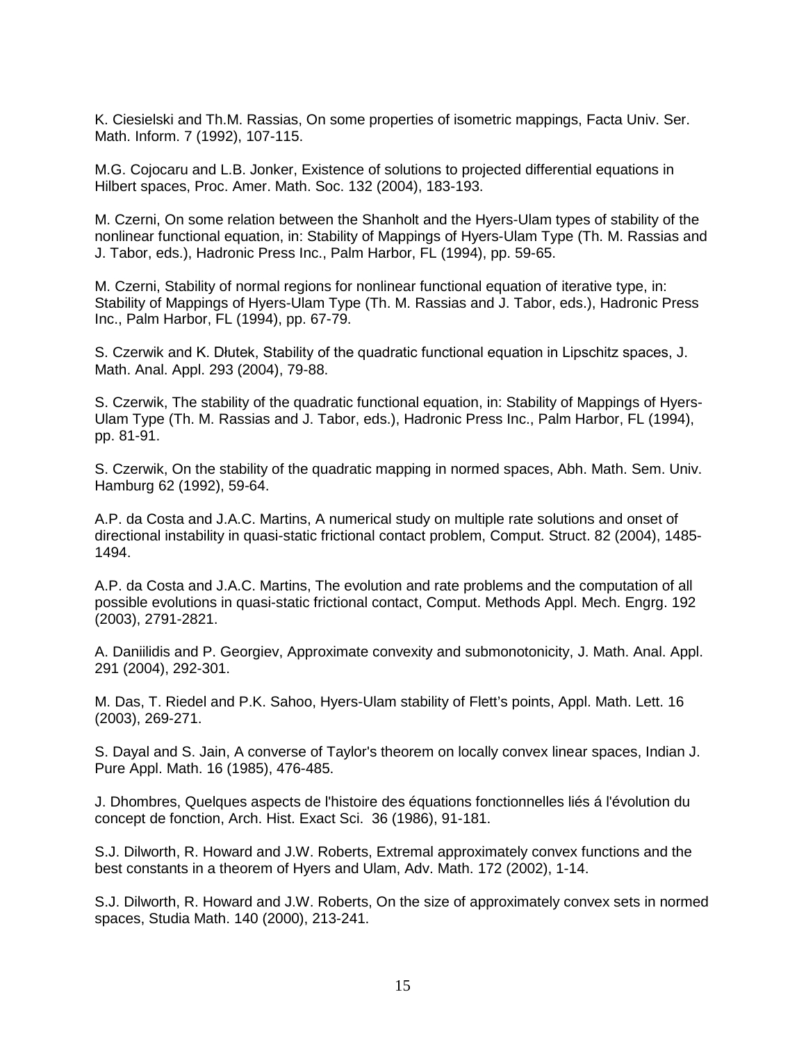K. Ciesielski and Th.M. Rassias, On some properties of isometric mappings, Facta Univ. Ser. Math. Inform. 7 (1992), 107-115.

M.G. Cojocaru and L.B. Jonker, Existence of solutions to projected differential equations in Hilbert spaces, Proc. Amer. Math. Soc. 132 (2004), 183-193.

M. Czerni, On some relation between the Shanholt and the Hyers-Ulam types of stability of the nonlinear functional equation, in: Stability of Mappings of Hyers-Ulam Type (Th. M. Rassias and J. Tabor, eds.), Hadronic Press Inc., Palm Harbor, FL (1994), pp. 59-65.

M. Czerni, Stability of normal regions for nonlinear functional equation of iterative type, in: Stability of Mappings of Hyers-Ulam Type (Th. M. Rassias and J. Tabor, eds.), Hadronic Press Inc., Palm Harbor, FL (1994), pp. 67-79.

S. Czerwik and K. Dłutek, Stability of the quadratic functional equation in Lipschitz spaces, J. Math. Anal. Appl. 293 (2004), 79-88.

S. Czerwik, The stability of the quadratic functional equation, in: Stability of Mappings of Hyers-Ulam Type (Th. M. Rassias and J. Tabor, eds.), Hadronic Press Inc., Palm Harbor, FL (1994), pp. 81-91.

S. Czerwik, On the stability of the quadratic mapping in normed spaces, Abh. Math. Sem. Univ. Hamburg 62 (1992), 59-64.

A.P. da Costa and J.A.C. Martins, A numerical study on multiple rate solutions and onset of directional instability in quasi-static frictional contact problem, Comput. Struct. 82 (2004), 1485-1494.

A.P. da Costa and J.A.C. Martins, The evolution and rate problems and the computation of all possible evolutions in quasi-static frictional contact, Comput. Methods Appl. Mech. Engrg. 192 (2003), 2791-2821.

A. Daniilidis and P. Georgiev, Approximate convexity and submonotonicity, J. Math. Anal. Appl. 291 (2004), 292-301.

M. Das, T. Riedel and P.K. Sahoo, Hyers-Ulam stability of Flett's points, Appl. Math. Lett. 16 (2003), 269-271.

S. Dayal and S. Jain, A converse of Taylor's theorem on locally convex linear spaces, Indian J. Pure Appl. Math. 16 (1985), 476-485.

J. Dhombres, Quelques aspects de l'histoire des équations fonctionnelles liés á l'évolution du concept de fonction, Arch. Hist. Exact Sci. 36 (1986), 91-181.

S.J. Dilworth, R. Howard and J.W. Roberts, Extremal approximately convex functions and the best constants in a theorem of Hyers and Ulam, Adv. Math. 172 (2002), 1-14.

S.J. Dilworth, R. Howard and J.W. Roberts, On the size of approximately convex sets in normed spaces, Studia Math. 140 (2000), 213-241.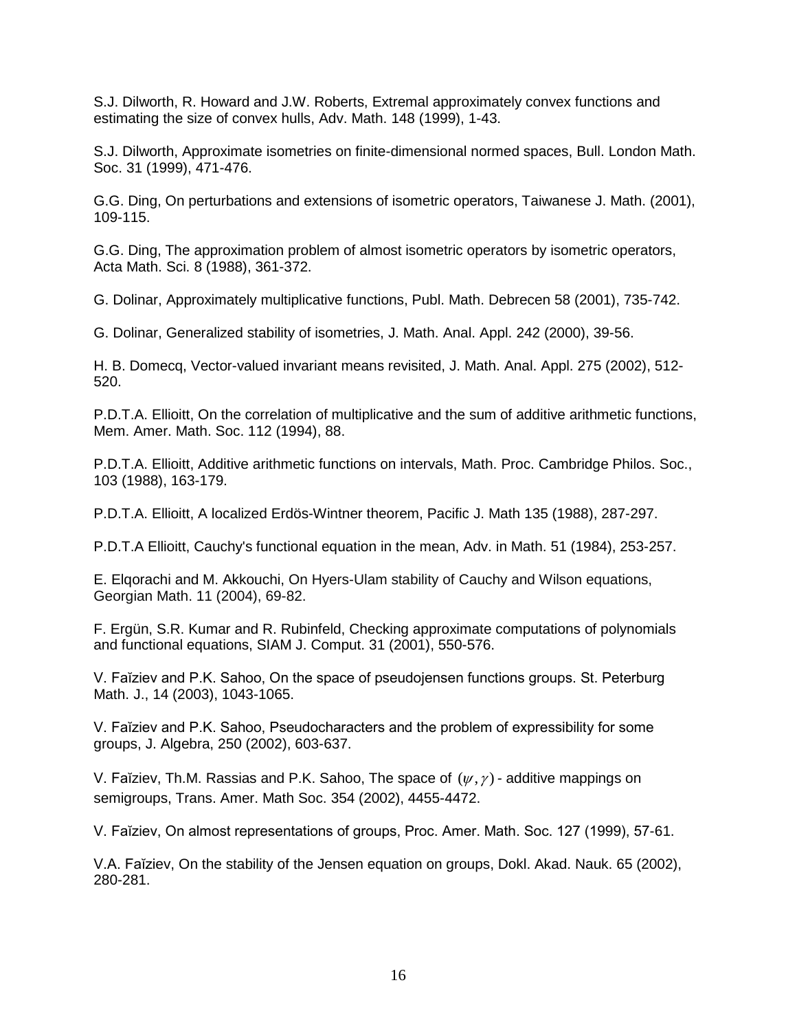S.J. Dilworth, R. Howard and J.W. Roberts, Extremal approximately convex functions and estimating the size of convex hulls, Adv. Math. 148 (1999), 1-43.

S.J. Dilworth, Approximate isometries on finite-dimensional normed spaces, Bull. London Math. Soc. 31 (1999), 471-476.

G.G. Ding, On perturbations and extensions of isometric operators, Taiwanese J. Math. (2001), 109-115.

G.G. Ding, The approximation problem of almost isometric operators by isometric operators, Acta Math. Sci. 8 (1988), 361-372.

G. Dolinar, Approximately multiplicative functions, Publ. Math. Debrecen 58 (2001), 735-742.

G. Dolinar, Generalized stability of isometries, J. Math. Anal. Appl. 242 (2000), 39-56.

H. B. Domecq, Vector-valued invariant means revisited, J. Math. Anal. Appl. 275 (2002), 512-520.

P.D.T.A. Ellioitt, On the correlation of multiplicative and the sum of additive arithmetic functions, Mem. Amer. Math. Soc. 112 (1994), 88.

P.D.T.A. Ellioitt, Additive arithmetic functions on intervals, Math. Proc. Cambridge Philos. Soc., 103 (1988), 163-179.

P.D.T.A. Ellioitt, A localized Erdös-Wintner theorem, Pacific J. Math 135 (1988), 287-297.

P.D.T.A Ellioitt, Cauchy's functional equation in the mean, Adv. in Math. 51 (1984), 253-257.

E. Elqorachi and M. Akkouchi, On Hyers-Ulam stability of Cauchy and Wilson equations, Georgian Math. 11 (2004), 69-82.

F. Ergün, S.R. Kumar and R. Rubinfeld, Checking approximate computations of polynomials and functional equations, SIAM J. Comput. 31 (2001), 550-576.

V. Faĭziev and P.K. Sahoo, On the space of pseudojensen functions groups. St. Peterburg Math. J., 14 (2003), 1043-1065.

V. Faĭziev and P.K. Sahoo, Pseudocharacters and the problem of expressibility for some groups, J. Algebra, 250 (2002), 603-637.

V. Faĭziev, Th.M. Rassias and P.K. Sahoo, The space of $(\psi,\gamma)$ - additive mappings on semigroups, Trans. Amer. Math Soc. 354 (2002), 4455-4472.

V. Faĭziev, On almost representations of groups, Proc. Amer. Math. Soc. 127 (1999), 57-61.

V.A. Faĭziev, On the stability of the Jensen equation on groups, Dokl. Akad. Nauk. 65 (2002), 280-281.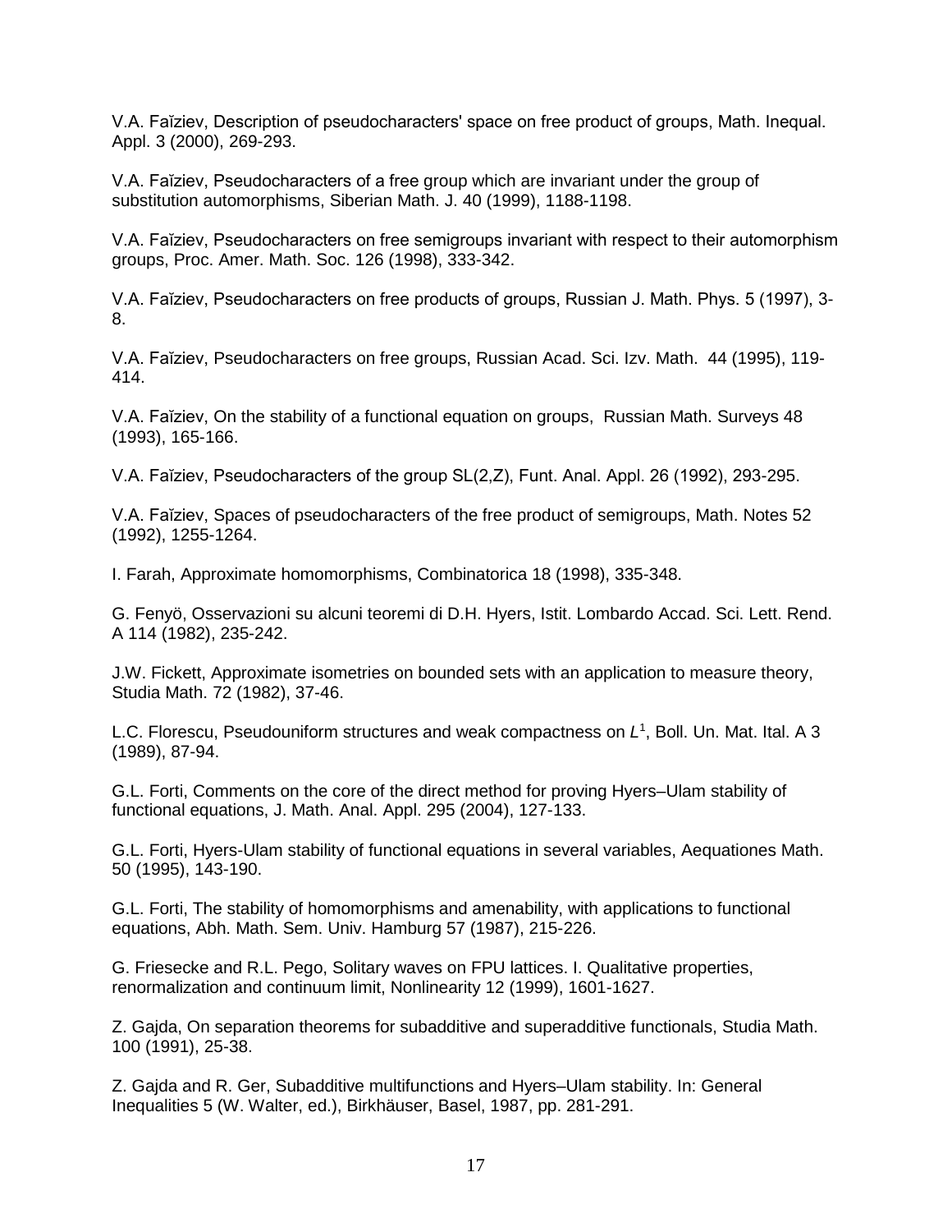V.A. Faĭziev, Description of pseudocharacters' space on free product of groups, Math. Inequal. Appl. 3 (2000), 269-293.

V.A. Faĭziev, Pseudocharacters of a free group which are invariant under the group of substitution automorphisms, Siberian Math. J. 40 (1999), 1188-1198.

V.A. Faĭziev, Pseudocharacters on free semigroups invariant with respect to their automorphism groups, Proc. Amer. Math. Soc. 126 (1998), 333-342.

V.A. Faĭziev, Pseudocharacters on free products of groups, Russian J. Math. Phys. 5 (1997), 3-8.

V.A. Faĭziev, Pseudocharacters on free groups, Russian Acad. Sci. Izv. Math. 44 (1995), 119-414.

V.A. Faĭziev, On the stability of a functional equation on groups, Russian Math. Surveys 48 (1993), 165-166.

V.A. Faĭziev, Pseudocharacters of the group SL(2,Z), Funt. Anal. Appl. 26 (1992), 293-295.

V.A. Faĭziev, Spaces of pseudocharacters of the free product of semigroups, Math. Notes 52 (1992), 1255-1264.

I. Farah, Approximate homomorphisms, Combinatorica 18 (1998), 335-348.

G. Fenyö, Osservazioni su alcuni teoremi di D.H. Hyers, Istit. Lombardo Accad. Sci. Lett. Rend. A 114 (1982), 235-242.

J.W. Fickett, Approximate isometries on bounded sets with an application to measure theory, Studia Math. 72 (1982), 37-46.

L.C. Florescu, Pseudouniform structures and weak compactness on $L^1$, Boll. Un. Mat. Ital. A 3 (1989), 87-94.

G.L. Forti, Comments on the core of the direct method for proving Hyers–Ulam stability of functional equations, J. Math. Anal. Appl. 295 (2004), 127-133.

G.L. Forti, Hyers-Ulam stability of functional equations in several variables, Aequationes Math. 50 (1995), 143-190.

G.L. Forti, The stability of homomorphisms and amenability, with applications to functional equations, Abh. Math. Sem. Univ. Hamburg 57 (1987), 215-226.

G. Friesecke and R.L. Pego, Solitary waves on FPU lattices. I. Qualitative properties, renormalization and continuum limit, Nonlinearity 12 (1999), 1601-1627.

Z. Gajda, On separation theorems for subadditive and superadditive functionals, Studia Math. 100 (1991), 25-38.

Z. Gajda and R. Ger, Subadditive multifunctions and Hyers–Ulam stability. In: General Inequalities 5 (W. Walter, ed.), Birkhäuser, Basel, 1987, pp. 281-291.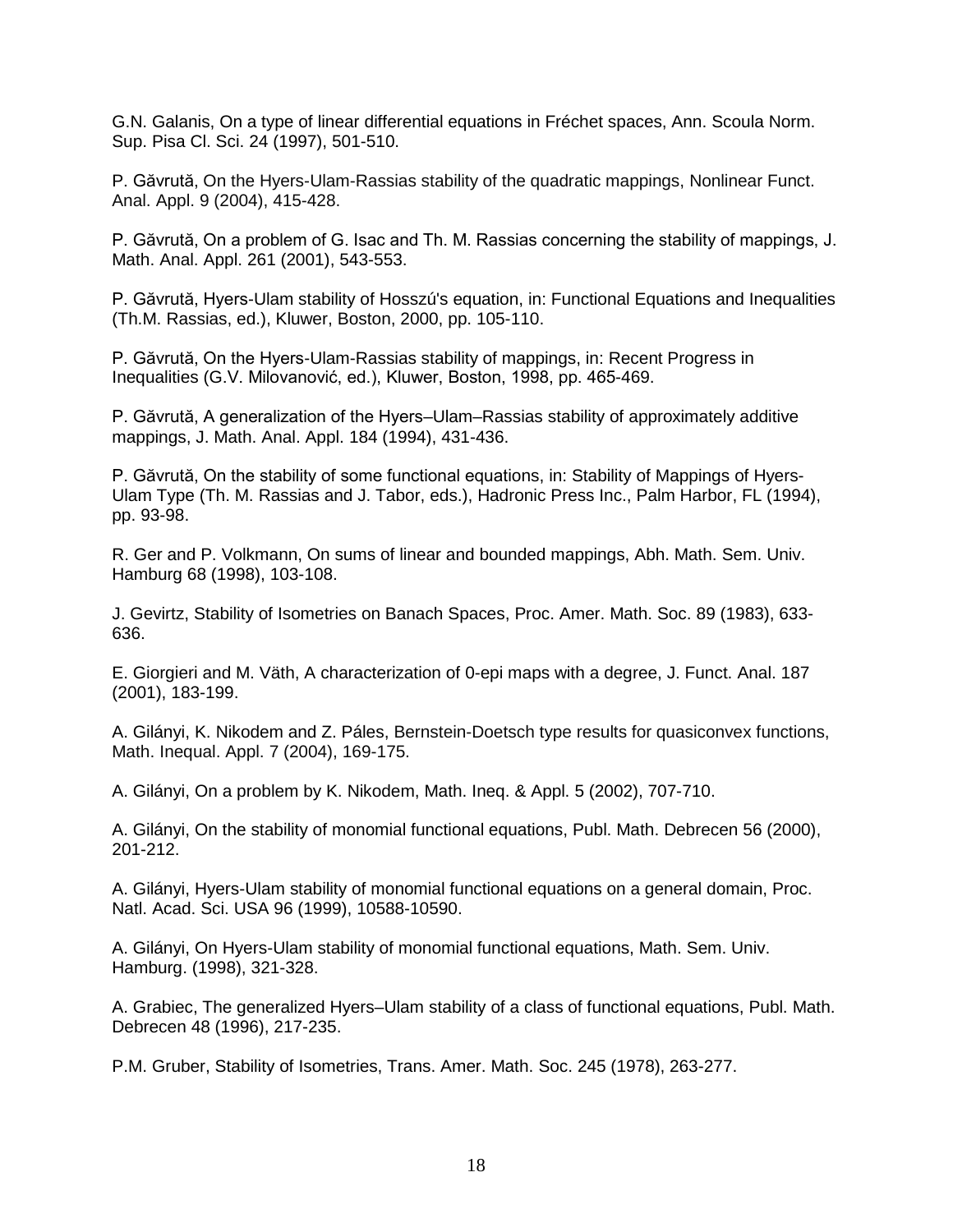G.N. Galanis, On a type of linear differential equations in Fréchet spaces, Ann. Scoula Norm. Sup. Pisa Cl. Sci. 24 (1997), 501-510.

P. Găvrută, On the Hyers-Ulam-Rassias stability of the quadratic mappings, Nonlinear Funct. Anal. Appl. 9 (2004), 415-428.

P. Găvrută, On a problem of G. Isac and Th. M. Rassias concerning the stability of mappings, J. Math. Anal. Appl. 261 (2001), 543-553.

P. Găvrută, Hyers-Ulam stability of Hosszú's equation, in: Functional Equations and Inequalities (Th.M. Rassias, ed.), Kluwer, Boston, 2000, pp. 105-110.

P. Găvrută, On the Hyers-Ulam-Rassias stability of mappings, in: Recent Progress in Inequalities (G.V. Milovanović, ed.), Kluwer, Boston, 1998, pp. 465-469.

P. Găvrută, A generalization of the Hyers–Ulam–Rassias stability of approximately additive mappings, J. Math. Anal. Appl. 184 (1994), 431-436.

P. Găvrută, On the stability of some functional equations, in: Stability of Mappings of Hyers-Ulam Type (Th. M. Rassias and J. Tabor, eds.), Hadronic Press Inc., Palm Harbor, FL (1994), pp. 93-98.

R. Ger and P. Volkmann, On sums of linear and bounded mappings, Abh. Math. Sem. Univ. Hamburg 68 (1998), 103-108.

J. Gevirtz, Stability of Isometries on Banach Spaces, Proc. Amer. Math. Soc. 89 (1983), 633-636.

E. Giorgieri and M. Väth, A characterization of 0-epi maps with a degree, J. Funct. Anal. 187 (2001), 183-199.

A. Gilányi, K. Nikodem and Z. Páles, Bernstein-Doetsch type results for quasiconvex functions, Math. Inequal. Appl. 7 (2004), 169-175.

A. Gilányi, On a problem by K. Nikodem, Math. Ineq. & Appl. 5 (2002), 707-710.

A. Gilányi, On the stability of monomial functional equations, Publ. Math. Debrecen 56 (2000), 201-212.

A. Gilányi, Hyers-Ulam stability of monomial functional equations on a general domain, Proc. Natl. Acad. Sci. USA 96 (1999), 10588-10590.

A. Gilányi, On Hyers-Ulam stability of monomial functional equations, Math. Sem. Univ. Hamburg. (1998), 321-328.

A. Grabiec, The generalized Hyers–Ulam stability of a class of functional equations, Publ. Math. Debrecen 48 (1996), 217-235.

P.M. Gruber, Stability of Isometries, Trans. Amer. Math. Soc. 245 (1978), 263-277.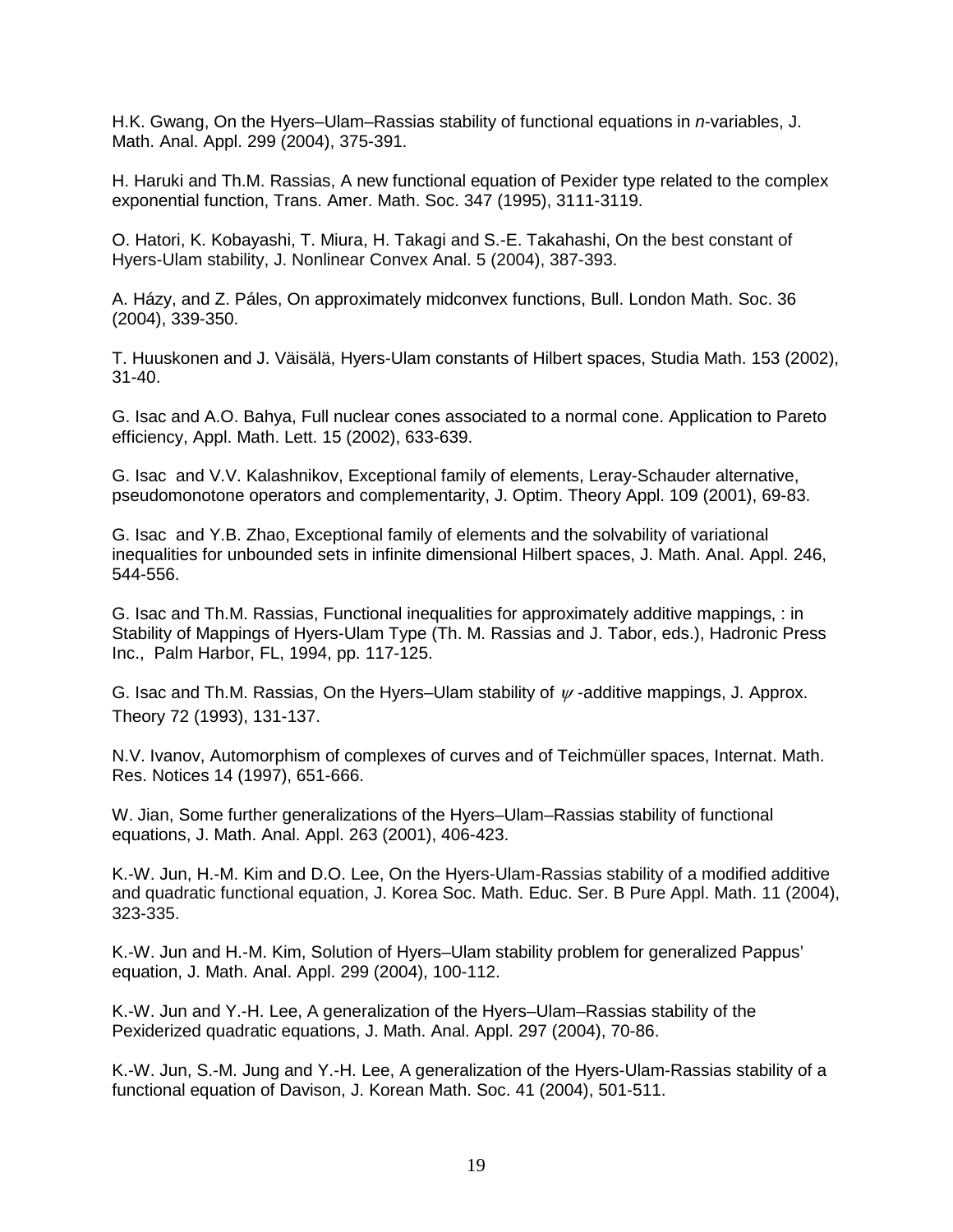H.K. Gwang, On the Hyers–Ulam–Rassias stability of functional equations in *n*-variables, J. Math. Anal. Appl. 299 (2004), 375-391.

H. Haruki and Th.M. Rassias, A new functional equation of Pexider type related to the complex exponential function, Trans. Amer. Math. Soc. 347 (1995), 3111-3119.

O. Hatori, K. Kobayashi, T. Miura, H. Takagi and S.-E. Takahashi, On the best constant of Hyers-Ulam stability, J. Nonlinear Convex Anal. 5 (2004), 387-393.

A. Házy, and Z. Páles, On approximately midconvex functions, Bull. London Math. Soc. 36 (2004), 339-350.

T. Huuskonen and J. Väisälä, Hyers-Ulam constants of Hilbert spaces, Studia Math. 153 (2002), 31-40.

G. Isac and A.O. Bahya, Full nuclear cones associated to a normal cone. Application to Pareto efficiency, Appl. Math. Lett. 15 (2002), 633-639.

G. Isac and V.V. Kalashnikov, Exceptional family of elements, Leray-Schauder alternative, pseudomonotone operators and complementarity, J. Optim. Theory Appl. 109 (2001), 69-83.

G. Isac and Y.B. Zhao, Exceptional family of elements and the solvability of variational inequalities for unbounded sets in infinite dimensional Hilbert spaces, J. Math. Anal. Appl. 246, 544-556.

G. Isac and Th.M. Rassias, Functional inequalities for approximately additive mappings, : in Stability of Mappings of Hyers-Ulam Type (Th. M. Rassias and J. Tabor, eds.), Hadronic Press Inc., Palm Harbor, FL, 1994, pp. 117-125.

G. Isac and Th.M. Rassias, On the Hyers–Ulam stability of $\psi$-additive mappings, J. Approx. Theory 72 (1993), 131-137.

N.V. Ivanov, Automorphism of complexes of curves and of Teichmüller spaces, Internat. Math. Res. Notices 14 (1997), 651-666.

W. Jian, Some further generalizations of the Hyers–Ulam–Rassias stability of functional equations, J. Math. Anal. Appl. 263 (2001), 406-423.

K.-W. Jun, H.-M. Kim and D.O. Lee, On the Hyers-Ulam-Rassias stability of a modified additive and quadratic functional equation, J. Korea Soc. Math. Educ. Ser. B Pure Appl. Math. 11 (2004), 323-335.

K.-W. Jun and H.-M. Kim, Solution of Hyers–Ulam stability problem for generalized Pappus' equation, J. Math. Anal. Appl. 299 (2004), 100-112.

K.-W. Jun and Y.-H. Lee, A generalization of the Hyers–Ulam–Rassias stability of the Pexiderized quadratic equations, J. Math. Anal. Appl. 297 (2004), 70-86.

K.-W. Jun, S.-M. Jung and Y.-H. Lee, A generalization of the Hyers-Ulam-Rassias stability of a functional equation of Davison, J. Korean Math. Soc. 41 (2004), 501-511.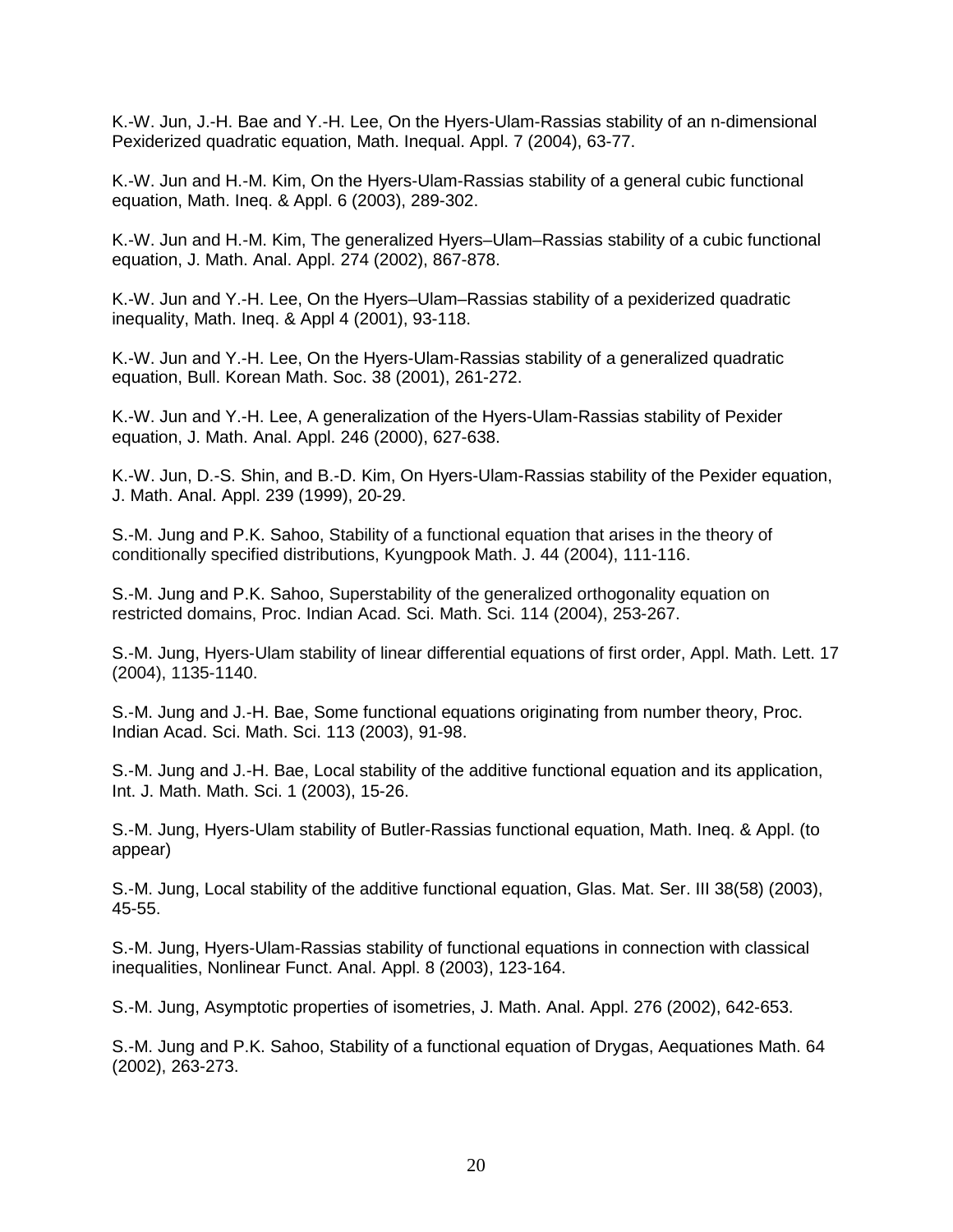K.-W. Jun, J.-H. Bae and Y.-H. Lee, On the Hyers-Ulam-Rassias stability of an n-dimensional Pexiderized quadratic equation, Math. Inequal. Appl. 7 (2004), 63-77.

K.-W. Jun and H.-M. Kim, On the Hyers-Ulam-Rassias stability of a general cubic functional equation, Math. Ineq. & Appl. 6 (2003), 289-302.

K.-W. Jun and H.-M. Kim, The generalized Hyers–Ulam–Rassias stability of a cubic functional equation, J. Math. Anal. Appl. 274 (2002), 867-878.

K.-W. Jun and Y.-H. Lee, On the Hyers–Ulam–Rassias stability of a pexiderized quadratic inequality, Math. Ineq. & Appl 4 (2001), 93-118.

K.-W. Jun and Y.-H. Lee, On the Hyers-Ulam-Rassias stability of a generalized quadratic equation, Bull. Korean Math. Soc. 38 (2001), 261-272.

K.-W. Jun and Y.-H. Lee, A generalization of the Hyers-Ulam-Rassias stability of Pexider equation, J. Math. Anal. Appl. 246 (2000), 627-638.

K.-W. Jun, D.-S. Shin, and B.-D. Kim, On Hyers-Ulam-Rassias stability of the Pexider equation, J. Math. Anal. Appl. 239 (1999), 20-29.

S.-M. Jung and P.K. Sahoo, Stability of a functional equation that arises in the theory of conditionally specified distributions, Kyungpook Math. J. 44 (2004), 111-116.

S.-M. Jung and P.K. Sahoo, Superstability of the generalized orthogonality equation on restricted domains, Proc. Indian Acad. Sci. Math. Sci. 114 (2004), 253-267.

S.-M. Jung, Hyers-Ulam stability of linear differential equations of first order, Appl. Math. Lett. 17 (2004), 1135-1140.

S.-M. Jung and J.-H. Bae, Some functional equations originating from number theory, Proc. Indian Acad. Sci. Math. Sci. 113 (2003), 91-98.

S.-M. Jung and J.-H. Bae, Local stability of the additive functional equation and its application, Int. J. Math. Math. Sci. 1 (2003), 15-26.

S.-M. Jung, Hyers-Ulam stability of Butler-Rassias functional equation, Math. Ineq. & Appl. (to appear)

S.-M. Jung, Local stability of the additive functional equation, Glas. Mat. Ser. III 38(58) (2003), 45-55.

S.-M. Jung, Hyers-Ulam-Rassias stability of functional equations in connection with classical inequalities, Nonlinear Funct. Anal. Appl. 8 (2003), 123-164.

S.-M. Jung, Asymptotic properties of isometries, J. Math. Anal. Appl. 276 (2002), 642-653.

S.-M. Jung and P.K. Sahoo, Stability of a functional equation of Drygas, Aequationes Math. 64 (2002), 263-273.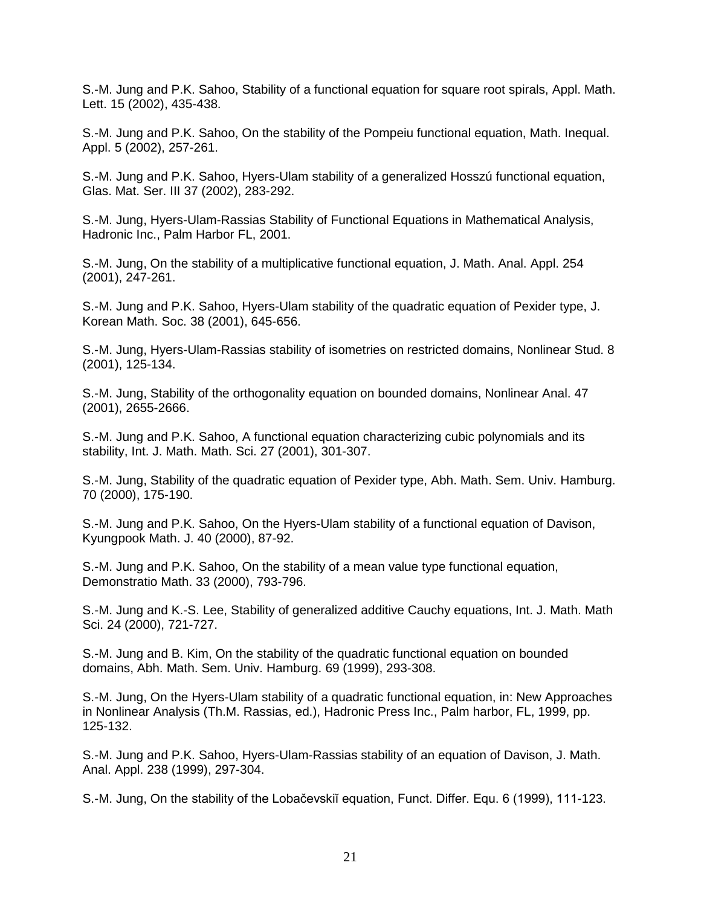S.-M. Jung and P.K. Sahoo, Stability of a functional equation for square root spirals, Appl. Math. Lett. 15 (2002), 435-438.

S.-M. Jung and P.K. Sahoo, On the stability of the Pompeiu functional equation, Math. Inequal. Appl. 5 (2002), 257-261.

S.-M. Jung and P.K. Sahoo, Hyers-Ulam stability of a generalized Hosszú functional equation, Glas. Mat. Ser. III 37 (2002), 283-292.

S.-M. Jung, Hyers-Ulam-Rassias Stability of Functional Equations in Mathematical Analysis, Hadronic Inc., Palm Harbor FL, 2001.

S.-M. Jung, On the stability of a multiplicative functional equation, J. Math. Anal. Appl. 254 (2001), 247-261.

S.-M. Jung and P.K. Sahoo, Hyers-Ulam stability of the quadratic equation of Pexider type, J. Korean Math. Soc. 38 (2001), 645-656.

S.-M. Jung, Hyers-Ulam-Rassias stability of isometries on restricted domains, Nonlinear Stud. 8 (2001), 125-134.

S.-M. Jung, Stability of the orthogonality equation on bounded domains, Nonlinear Anal. 47 (2001), 2655-2666.

S.-M. Jung and P.K. Sahoo, A functional equation characterizing cubic polynomials and its stability, Int. J. Math. Math. Sci. 27 (2001), 301-307.

S.-M. Jung, Stability of the quadratic equation of Pexider type, Abh. Math. Sem. Univ. Hamburg. 70 (2000), 175-190.

S.-M. Jung and P.K. Sahoo, On the Hyers-Ulam stability of a functional equation of Davison, Kyungpook Math. J. 40 (2000), 87-92.

S.-M. Jung and P.K. Sahoo, On the stability of a mean value type functional equation, Demonstratio Math. 33 (2000), 793-796.

S.-M. Jung and K.-S. Lee, Stability of generalized additive Cauchy equations, Int. J. Math. Math Sci. 24 (2000), 721-727.

S.-M. Jung and B. Kim, On the stability of the quadratic functional equation on bounded domains, Abh. Math. Sem. Univ. Hamburg. 69 (1999), 293-308.

S.-M. Jung, On the Hyers-Ulam stability of a quadratic functional equation, in: New Approaches in Nonlinear Analysis (Th.M. Rassias, ed.), Hadronic Press Inc., Palm harbor, FL, 1999, pp. 125-132.

S.-M. Jung and P.K. Sahoo, Hyers-Ulam-Rassias stability of an equation of Davison, J. Math. Anal. Appl. 238 (1999), 297-304.

S.-M. Jung, On the stability of the Lobačevskiĭ equation, Funct. Differ. Equ. 6 (1999), 111-123.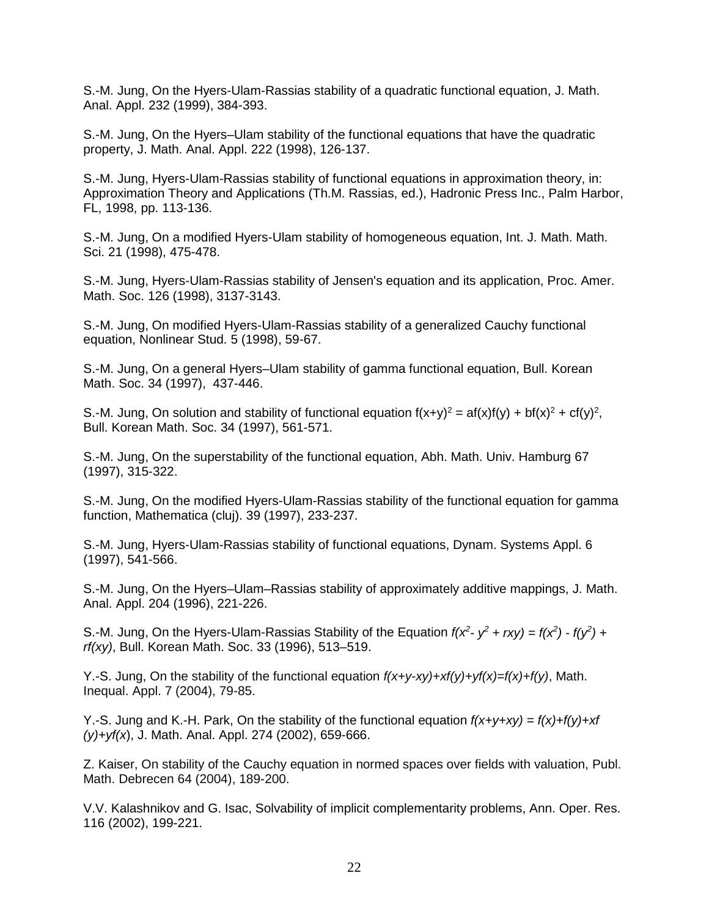S.-M. Jung, On the Hyers-Ulam-Rassias stability of a quadratic functional equation, J. Math. Anal. Appl. 232 (1999), 384-393.

S.-M. Jung, On the Hyers–Ulam stability of the functional equations that have the quadratic property, J. Math. Anal. Appl. 222 (1998), 126-137.

S.-M. Jung, Hyers-Ulam-Rassias stability of functional equations in approximation theory, in: Approximation Theory and Applications (Th.M. Rassias, ed.), Hadronic Press Inc., Palm Harbor, FL, 1998, pp. 113-136.

S.-M. Jung, On a modified Hyers-Ulam stability of homogeneous equation, Int. J. Math. Math. Sci. 21 (1998), 475-478.

S.-M. Jung, Hyers-Ulam-Rassias stability of Jensen's equation and its application, Proc. Amer. Math. Soc. 126 (1998), 3137-3143.

S.-M. Jung, On modified Hyers-Ulam-Rassias stability of a generalized Cauchy functional equation, Nonlinear Stud. 5 (1998), 59-67.

S.-M. Jung, On a general Hyers–Ulam stability of gamma functional equation, Bull. Korean Math. Soc. 34 (1997), 437-446.

S.-M. Jung, On solution and stability of functional equation $f(x+y)^2 = af(x)f(y) + bf(x)^2 + cf(y)^2$, Bull. Korean Math. Soc. 34 (1997), 561-571.

S.-M. Jung, On the superstability of the functional equation, Abh. Math. Univ. Hamburg 67 (1997), 315-322.

S.-M. Jung, On the modified Hyers-Ulam-Rassias stability of the functional equation for gamma function, Mathematica (cluj). 39 (1997), 233-237.

S.-M. Jung, Hyers-Ulam-Rassias stability of functional equations, Dynam. Systems Appl. 6 (1997), 541-566.

S.-M. Jung, On the Hyers–Ulam–Rassias stability of approximately additive mappings, J. Math. Anal. Appl. 204 (1996), 221-226.

S.-M. Jung, On the Hyers-Ulam-Rassias Stability of the Equation $f(x^2 - y^2 + rxy) = f(x^2) - f(y^2) + rf(xy)$, Bull. Korean Math. Soc. 33 (1996), 513–519.

Y.-S. Jung, On the stability of the functional equation $f(x+y-xy)+xf(y)+yf(x)=f(x)+f(y)$, Math. Inequal. Appl. 7 (2004), 79-85.

Y.-S. Jung and K.-H. Park, On the stability of the functional equation $f(x+y+xy) = f(x)+f(y)+xf(y)+yf(x)$, J. Math. Anal. Appl. 274 (2002), 659-666.

Z. Kaiser, On stability of the Cauchy equation in normed spaces over fields with valuation, Publ. Math. Debrecen 64 (2004), 189-200.

V.V. Kalashnikov and G. Isac, Solvability of implicit complementarity problems, Ann. Oper. Res. 116 (2002), 199-221.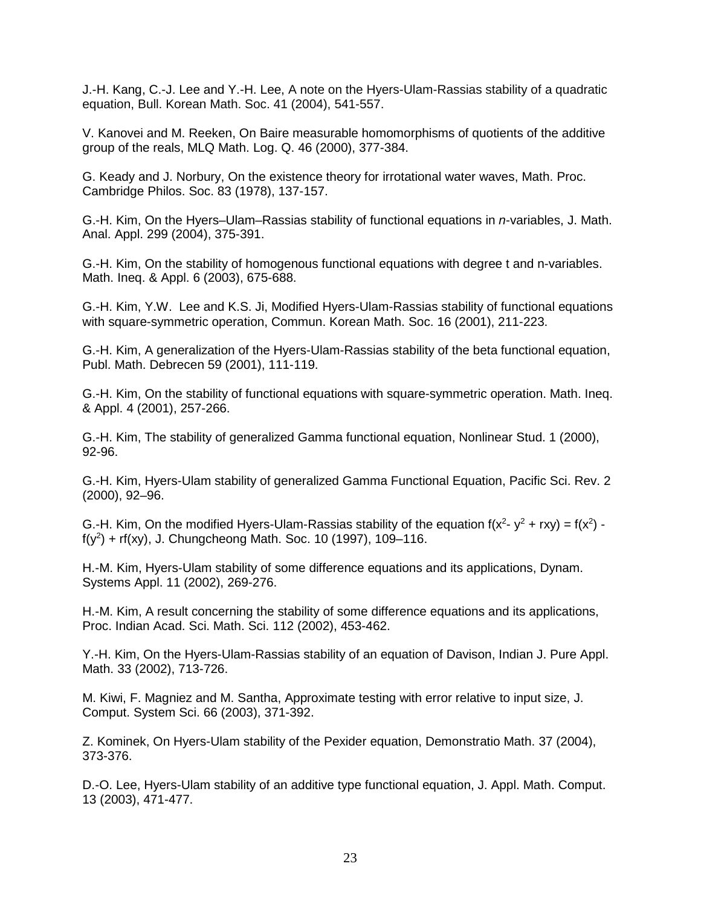J.-H. Kang, C.-J. Lee and Y.-H. Lee, A note on the Hyers-Ulam-Rassias stability of a quadratic equation, Bull. Korean Math. Soc. 41 (2004), 541-557.

V. Kanovei and M. Reeken, On Baire measurable homomorphisms of quotients of the additive group of the reals, MLQ Math. Log. Q. 46 (2000), 377-384.

G. Keady and J. Norbury, On the existence theory for irrotational water waves, Math. Proc. Cambridge Philos. Soc. 83 (1978), 137-157.

G.-H. Kim, On the Hyers–Ulam–Rassias stability of functional equations in *n*-variables, J. Math. Anal. Appl. 299 (2004), 375-391.

G.-H. Kim, On the stability of homogenous functional equations with degree t and n-variables. Math. Ineq. & Appl. 6 (2003), 675-688.

G.-H. Kim, Y.W. Lee and K.S. Ji, Modified Hyers-Ulam-Rassias stability of functional equations with square-symmetric operation, Commun. Korean Math. Soc. 16 (2001), 211-223.

G.-H. Kim, A generalization of the Hyers-Ulam-Rassias stability of the beta functional equation, Publ. Math. Debrecen 59 (2001), 111-119.

G.-H. Kim, On the stability of functional equations with square-symmetric operation. Math. Ineq. & Appl. 4 (2001), 257-266.

G.-H. Kim, The stability of generalized Gamma functional equation, Nonlinear Stud. 1 (2000), 92-96.

G.-H. Kim, Hyers-Ulam stability of generalized Gamma Functional Equation, Pacific Sci. Rev. 2 (2000), 92–96.

G.-H. Kim, On the modified Hyers-Ulam-Rassias stability of the equation $f(x^2 - y^2 + rxy) = f(x^2) - f(y^2) + rf(xy)$, J. Chungcheong Math. Soc. 10 (1997), 109–116.

H.-M. Kim, Hyers-Ulam stability of some difference equations and its applications, Dynam. Systems Appl. 11 (2002), 269-276.

H.-M. Kim, A result concerning the stability of some difference equations and its applications, Proc. Indian Acad. Sci. Math. Sci. 112 (2002), 453-462.

Y.-H. Kim, On the Hyers-Ulam-Rassias stability of an equation of Davison, Indian J. Pure Appl. Math. 33 (2002), 713-726.

M. Kiwi, F. Magniez and M. Santha, Approximate testing with error relative to input size, J. Comput. System Sci. 66 (2003), 371-392.

Z. Kominek, On Hyers-Ulam stability of the Pexider equation, Demonstratio Math. 37 (2004), 373-376.

D.-O. Lee, Hyers-Ulam stability of an additive type functional equation, J. Appl. Math. Comput. 13 (2003), 471-477.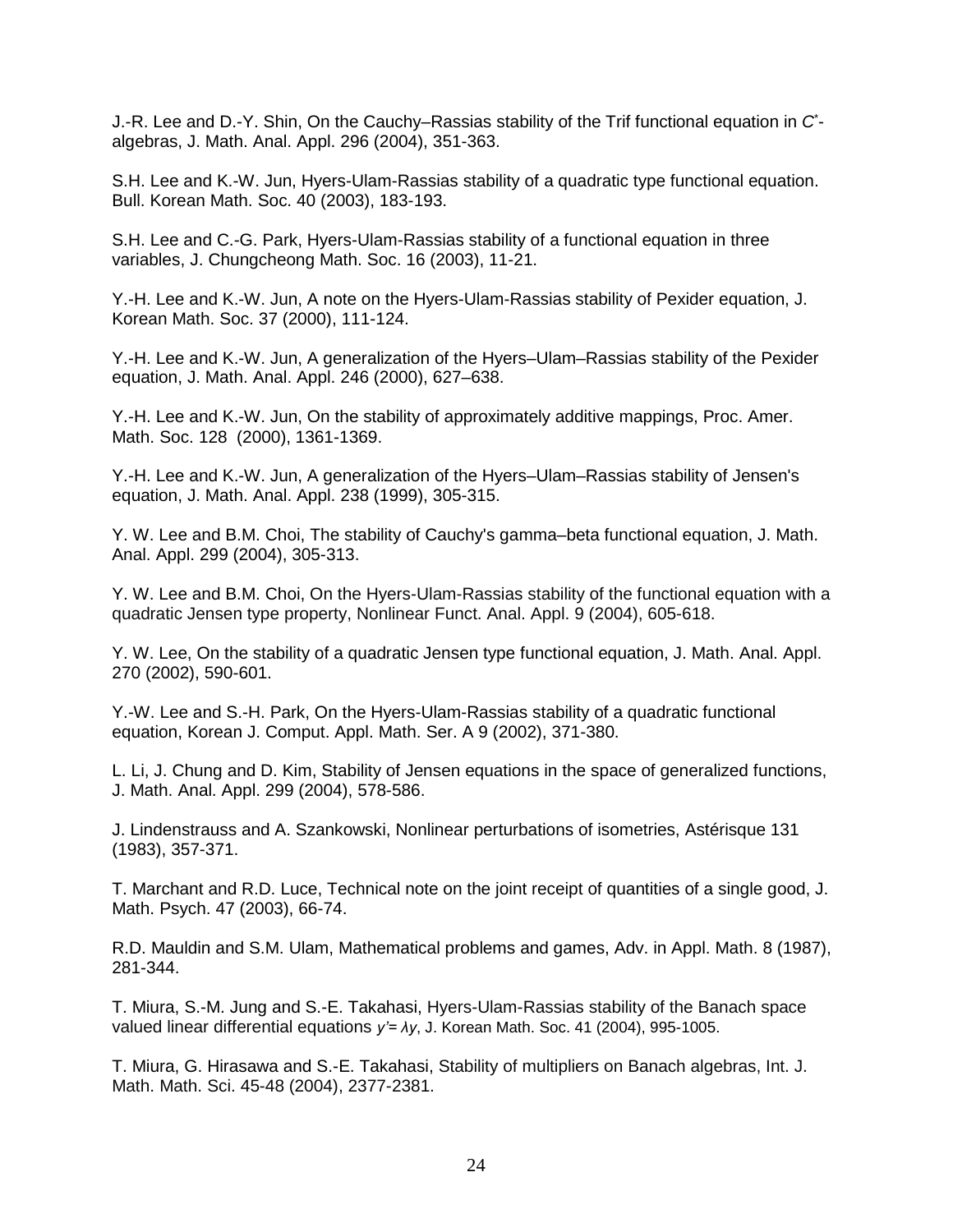J.-R. Lee and D.-Y. Shin, On the Cauchy–Rassias stability of the Trif functional equation in $C^*$-algebras, J. Math. Anal. Appl. 296 (2004), 351-363.

S.H. Lee and K.-W. Jun, Hyers-Ulam-Rassias stability of a quadratic type functional equation. Bull. Korean Math. Soc. 40 (2003), 183-193.

S.H. Lee and C.-G. Park, Hyers-Ulam-Rassias stability of a functional equation in three variables, J. Chungcheong Math. Soc. 16 (2003), 11-21.

Y.-H. Lee and K.-W. Jun, A note on the Hyers-Ulam-Rassias stability of Pexider equation, J. Korean Math. Soc. 37 (2000), 111-124.

Y.-H. Lee and K.-W. Jun, A generalization of the Hyers–Ulam–Rassias stability of the Pexider equation, J. Math. Anal. Appl. 246 (2000), 627–638.

Y.-H. Lee and K.-W. Jun, On the stability of approximately additive mappings, Proc. Amer. Math. Soc. 128 (2000), 1361-1369.

Y.-H. Lee and K.-W. Jun, A generalization of the Hyers–Ulam–Rassias stability of Jensen's equation, J. Math. Anal. Appl. 238 (1999), 305-315.

Y. W. Lee and B.M. Choi, The stability of Cauchy's gamma–beta functional equation, J. Math. Anal. Appl. 299 (2004), 305-313.

Y. W. Lee and B.M. Choi, On the Hyers-Ulam-Rassias stability of the functional equation with a quadratic Jensen type property, Nonlinear Funct. Anal. Appl. 9 (2004), 605-618.

Y. W. Lee, On the stability of a quadratic Jensen type functional equation, J. Math. Anal. Appl. 270 (2002), 590-601.

Y.-W. Lee and S.-H. Park, On the Hyers-Ulam-Rassias stability of a quadratic functional equation, Korean J. Comput. Appl. Math. Ser. A 9 (2002), 371-380.

L. Li, J. Chung and D. Kim, Stability of Jensen equations in the space of generalized functions, J. Math. Anal. Appl. 299 (2004), 578-586.

J. Lindenstrauss and A. Szankowski, Nonlinear perturbations of isometries, Astérisque 131 (1983), 357-371.

T. Marchant and R.D. Luce, Technical note on the joint receipt of quantities of a single good, J. Math. Psych. 47 (2003), 66-74.

R.D. Mauldin and S.M. Ulam, Mathematical problems and games, Adv. in Appl. Math. 8 (1987), 281-344.

T. Miura, S.-M. Jung and S.-E. Takahasi, Hyers-Ulam-Rassias stability of the Banach space valued linear differential equations $y' = \lambda y$, J. Korean Math. Soc. 41 (2004), 995-1005.

T. Miura, G. Hirasawa and S.-E. Takahasi, Stability of multipliers on Banach algebras, Int. J. Math. Math. Sci. 45-48 (2004), 2377-2381.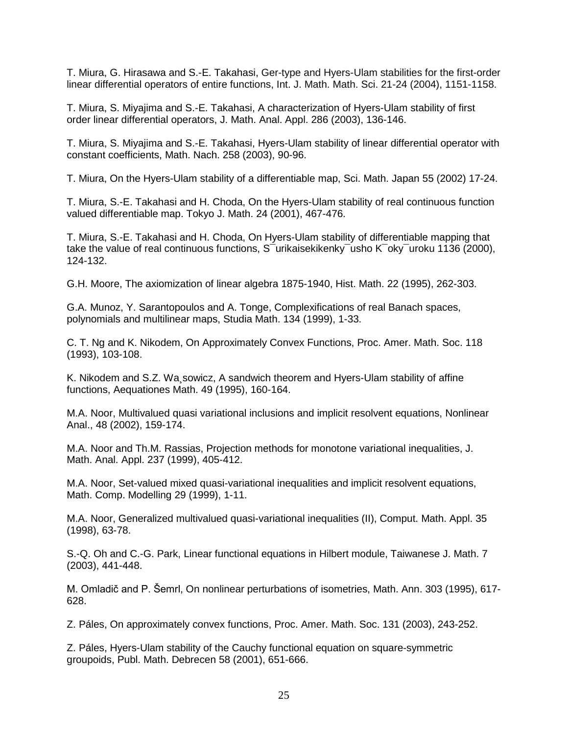T. Miura, G. Hirasawa and S.-E. Takahasi, Ger-type and Hyers-Ulam stabilities for the first-order linear differential operators of entire functions, Int. J. Math. Math. Sci. 21-24 (2004), 1151-1158.

T. Miura, S. Miyajima and S.-E. Takahasi, A characterization of Hyers-Ulam stability of first order linear differential operators, J. Math. Anal. Appl. 286 (2003), 136-146.

T. Miura, S. Miyajima and S.-E. Takahasi, Hyers-Ulam stability of linear differential operator with constant coefficients, Math. Nach. 258 (2003), 90-96.

T. Miura, On the Hyers-Ulam stability of a differentiable map, Sci. Math. Japan 55 (2002) 17-24.

T. Miura, S.-E. Takahasi and H. Choda, On the Hyers-Ulam stability of real continuous function valued differentiable map. Tokyo J. Math. 24 (2001), 467-476.

T. Miura, S.-E. Takahasi and H. Choda, On Hyers-Ulam stability of differentiable mapping that take the value of real continuous functions, S¯urikaisekikenky¯usho K¯oky¯uroku 1136 (2000), 124-132.

G.H. Moore, The axiomization of linear algebra 1875-1940, Hist. Math. 22 (1995), 262-303.

G.A. Munoz, Y. Sarantopoulos and A. Tonge, Complexifications of real Banach spaces, polynomials and multilinear maps, Studia Math. 134 (1999), 1-33.

C. T. Ng and K. Nikodem, On Approximately Convex Functions, Proc. Amer. Math. Soc. 118 (1993), 103-108.

K. Nikodem and S.Z. Wa¸sowicz, A sandwich theorem and Hyers-Ulam stability of affine functions, Aequationes Math. 49 (1995), 160-164.

M.A. Noor, Multivalued quasi variational inclusions and implicit resolvent equations, Nonlinear Anal., 48 (2002), 159-174.

M.A. Noor and Th.M. Rassias, Projection methods for monotone variational inequalities, J. Math. Anal. Appl. 237 (1999), 405-412.

M.A. Noor, Set-valued mixed quasi-variational inequalities and implicit resolvent equations, Math. Comp. Modelling 29 (1999), 1-11.

M.A. Noor, Generalized multivalued quasi-variational inequalities (II), Comput. Math. Appl. 35 (1998), 63-78.

S.-Q. Oh and C.-G. Park, Linear functional equations in Hilbert module, Taiwanese J. Math. 7 (2003), 441-448.

M. Omladič and P. Šemrl, On nonlinear perturbations of isometries, Math. Ann. 303 (1995), 617-628.

Z. Páles, On approximately convex functions, Proc. Amer. Math. Soc. 131 (2003), 243-252.

Z. Páles, Hyers-Ulam stability of the Cauchy functional equation on square-symmetric groupoids, Publ. Math. Debrecen 58 (2001), 651-666.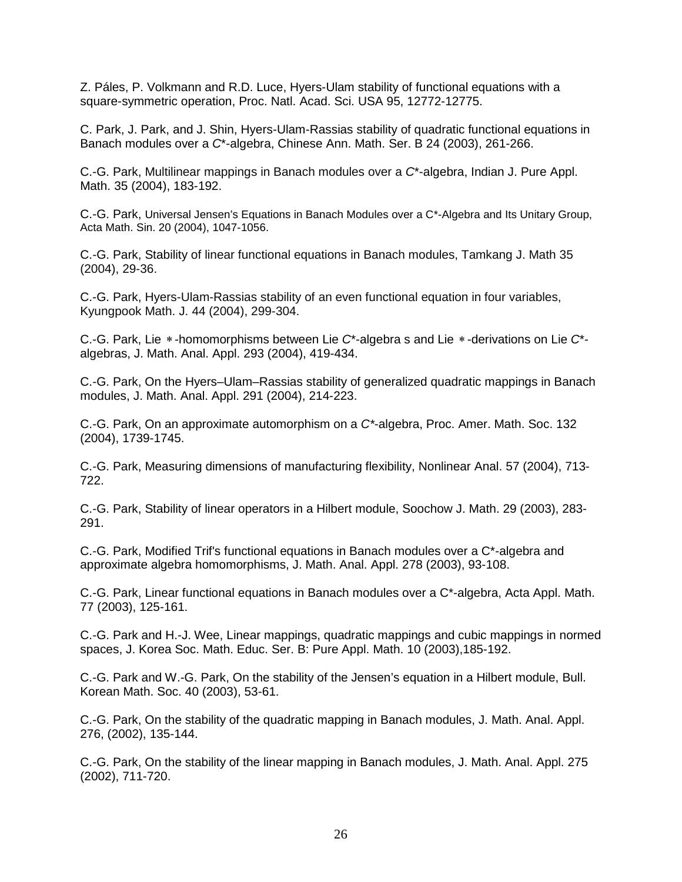Z. Páles, P. Volkmann and R.D. Luce, Hyers-Ulam stability of functional equations with a square-symmetric operation, Proc. Natl. Acad. Sci. USA 95, 12772-12775.

C. Park, J. Park, and J. Shin, Hyers-Ulam-Rassias stability of quadratic functional equations in Banach modules over a *C*\*-algebra, Chinese Ann. Math. Ser. B 24 (2003), 261-266.

C.-G. Park, Multilinear mappings in Banach modules over a *C*\*-algebra, Indian J. Pure Appl. Math. 35 (2004), 183-192.

C.-G. Park, Universal Jensen's Equations in Banach Modules over a C*-Algebra and Its Unitary Group, Acta Math. Sin. 20 (2004), 1047-1056.

C.-G. Park, Stability of linear functional equations in Banach modules, Tamkang J. Math 35 (2004), 29-36.

C.-G. Park, Hyers-Ulam-Rassias stability of an even functional equation in four variables, Kyungpook Math. J. 44 (2004), 299-304.

C.-G. Park, Lie $*$-homomorphisms between Lie *C*\*-algebra s and Lie $*$-derivations on Lie *C*\*-algebras, J. Math. Anal. Appl. 293 (2004), 419-434.

C.-G. Park, On the Hyers–Ulam–Rassias stability of generalized quadratic mappings in Banach modules, J. Math. Anal. Appl. 291 (2004), 214-223.

C.-G. Park, On an approximate automorphism on a *C*\*-algebra, Proc. Amer. Math. Soc. 132 (2004), 1739-1745.

C.-G. Park, Measuring dimensions of manufacturing flexibility, Nonlinear Anal. 57 (2004), 713-722.

C.-G. Park, Stability of linear operators in a Hilbert module, Soochow J. Math. 29 (2003), 283-291.

C.-G. Park, Modified Trif's functional equations in Banach modules over a C*-algebra and approximate algebra homomorphisms, J. Math. Anal. Appl. 278 (2003), 93-108.

C.-G. Park, Linear functional equations in Banach modules over a C*-algebra, Acta Appl. Math. 77 (2003), 125-161.

C.-G. Park and H.-J. Wee, Linear mappings, quadratic mappings and cubic mappings in normed spaces, J. Korea Soc. Math. Educ. Ser. B: Pure Appl. Math. 10 (2003),185-192.

C.-G. Park and W.-G. Park, On the stability of the Jensen's equation in a Hilbert module, Bull. Korean Math. Soc. 40 (2003), 53-61.

C.-G. Park, On the stability of the quadratic mapping in Banach modules, J. Math. Anal. Appl. 276, (2002), 135-144.

C.-G. Park, On the stability of the linear mapping in Banach modules, J. Math. Anal. Appl. 275 (2002), 711-720.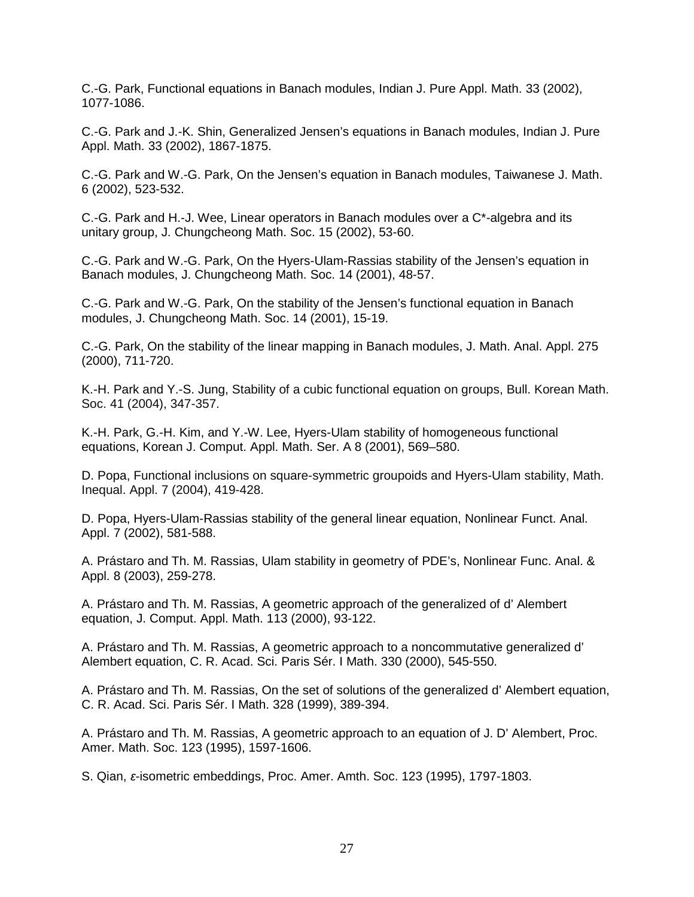C.-G. Park, Functional equations in Banach modules, Indian J. Pure Appl. Math. 33 (2002), 1077-1086.

C.-G. Park and J.-K. Shin, Generalized Jensen's equations in Banach modules, Indian J. Pure Appl. Math. 33 (2002), 1867-1875.

C.-G. Park and W.-G. Park, On the Jensen's equation in Banach modules, Taiwanese J. Math. 6 (2002), 523-532.

C.-G. Park and H.-J. Wee, Linear operators in Banach modules over a C*-algebra and its unitary group, J. Chungcheong Math. Soc. 15 (2002), 53-60.

C.-G. Park and W.-G. Park, On the Hyers-Ulam-Rassias stability of the Jensen's equation in Banach modules, J. Chungcheong Math. Soc. 14 (2001), 48-57.

C.-G. Park and W.-G. Park, On the stability of the Jensen's functional equation in Banach modules, J. Chungcheong Math. Soc. 14 (2001), 15-19.

C.-G. Park, On the stability of the linear mapping in Banach modules, J. Math. Anal. Appl. 275 (2000), 711-720.

K.-H. Park and Y.-S. Jung, Stability of a cubic functional equation on groups, Bull. Korean Math. Soc. 41 (2004), 347-357.

K.-H. Park, G.-H. Kim, and Y.-W. Lee, Hyers-Ulam stability of homogeneous functional equations, Korean J. Comput. Appl. Math. Ser. A 8 (2001), 569–580.

D. Popa, Functional inclusions on square-symmetric groupoids and Hyers-Ulam stability, Math. Inequal. Appl. 7 (2004), 419-428.

D. Popa, Hyers-Ulam-Rassias stability of the general linear equation, Nonlinear Funct. Anal. Appl. 7 (2002), 581-588.

A. Prástaro and Th. M. Rassias, Ulam stability in geometry of PDE's, Nonlinear Func. Anal. & Appl. 8 (2003), 259-278.

A. Prástaro and Th. M. Rassias, A geometric approach of the generalized of d' Alembert equation, J. Comput. Appl. Math. 113 (2000), 93-122.

A. Prástaro and Th. M. Rassias, A geometric approach to a noncommutative generalized d' Alembert equation, C. R. Acad. Sci. Paris Sér. I Math. 330 (2000), 545-550.

A. Prástaro and Th. M. Rassias, On the set of solutions of the generalized d' Alembert equation, C. R. Acad. Sci. Paris Sér. I Math. 328 (1999), 389-394.

A. Prástaro and Th. M. Rassias, A geometric approach to an equation of J. D' Alembert, Proc. Amer. Math. Soc. 123 (1995), 1597-1606.

S. Qian, $\varepsilon$-isometric embeddings, Proc. Amer. Amth. Soc. 123 (1995), 1797-1803.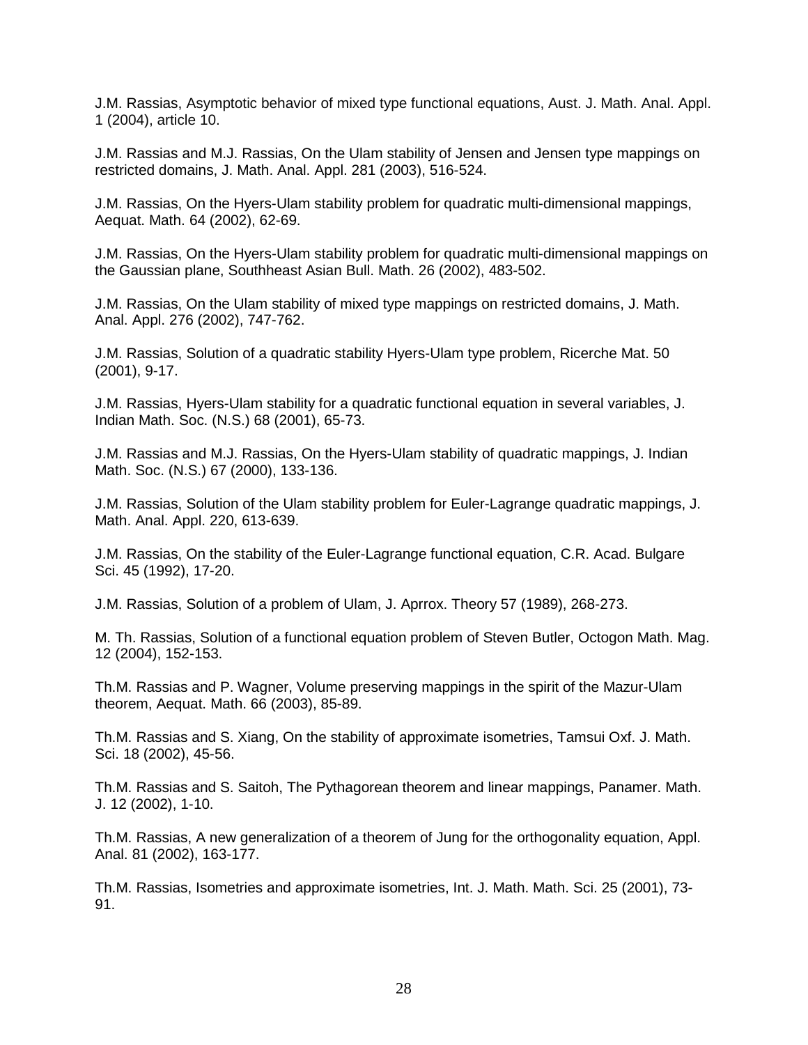J.M. Rassias, Asymptotic behavior of mixed type functional equations, Aust. J. Math. Anal. Appl. 1 (2004), article 10.

J.M. Rassias and M.J. Rassias, On the Ulam stability of Jensen and Jensen type mappings on restricted domains, J. Math. Anal. Appl. 281 (2003), 516-524.

J.M. Rassias, On the Hyers-Ulam stability problem for quadratic multi-dimensional mappings, Aequat. Math. 64 (2002), 62-69.

J.M. Rassias, On the Hyers-Ulam stability problem for quadratic multi-dimensional mappings on the Gaussian plane, Southheast Asian Bull. Math. 26 (2002), 483-502.

J.M. Rassias, On the Ulam stability of mixed type mappings on restricted domains, J. Math. Anal. Appl. 276 (2002), 747-762.

J.M. Rassias, Solution of a quadratic stability Hyers-Ulam type problem, Ricerche Mat. 50 (2001), 9-17.

J.M. Rassias, Hyers-Ulam stability for a quadratic functional equation in several variables, J. Indian Math. Soc. (N.S.) 68 (2001), 65-73.

J.M. Rassias and M.J. Rassias, On the Hyers-Ulam stability of quadratic mappings, J. Indian Math. Soc. (N.S.) 67 (2000), 133-136.

J.M. Rassias, Solution of the Ulam stability problem for Euler-Lagrange quadratic mappings, J. Math. Anal. Appl. 220, 613-639.

J.M. Rassias, On the stability of the Euler-Lagrange functional equation, C.R. Acad. Bulgare Sci. 45 (1992), 17-20.

J.M. Rassias, Solution of a problem of Ulam, J. Aprrox. Theory 57 (1989), 268-273.

M. Th. Rassias, Solution of a functional equation problem of Steven Butler, Octogon Math. Mag. 12 (2004), 152-153.

Th.M. Rassias and P. Wagner, Volume preserving mappings in the spirit of the Mazur-Ulam theorem, Aequat. Math. 66 (2003), 85-89.

Th.M. Rassias and S. Xiang, On the stability of approximate isometries, Tamsui Oxf. J. Math. Sci. 18 (2002), 45-56.

Th.M. Rassias and S. Saitoh, The Pythagorean theorem and linear mappings, Panamer. Math. J. 12 (2002), 1-10.

Th.M. Rassias, A new generalization of a theorem of Jung for the orthogonality equation, Appl. Anal. 81 (2002), 163-177.

Th.M. Rassias, Isometries and approximate isometries, Int. J. Math. Math. Sci. 25 (2001), 73-91.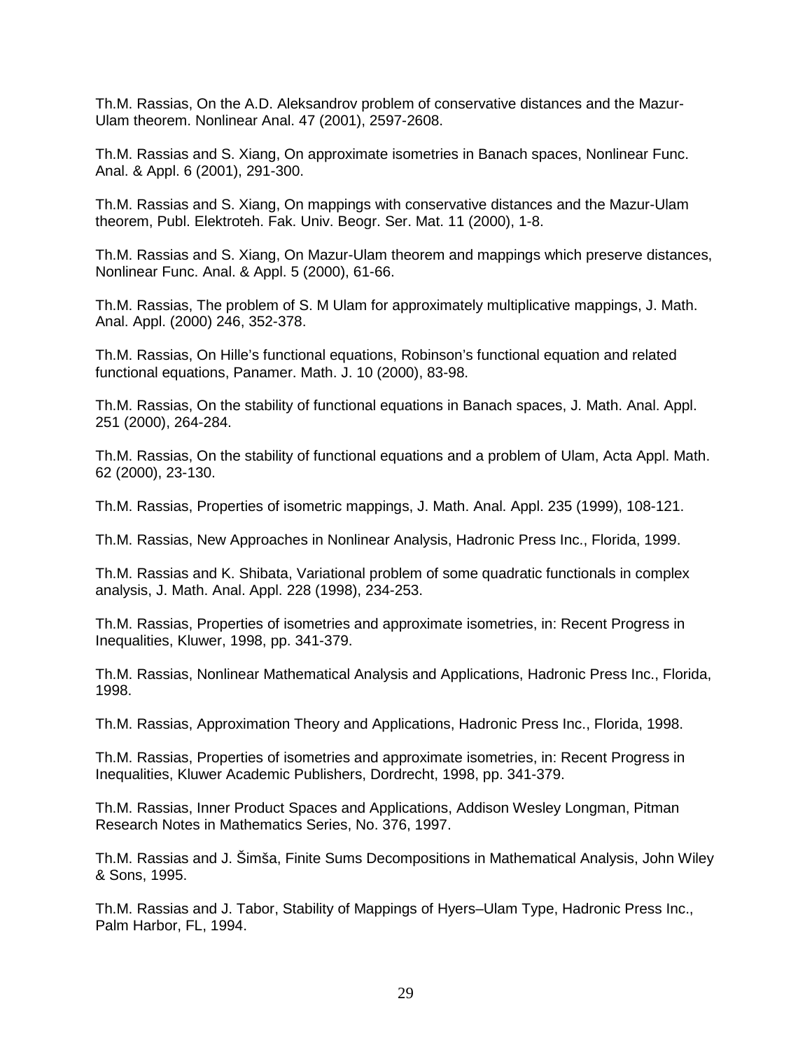Th.M. Rassias, On the A.D. Aleksandrov problem of conservative distances and the Mazur-Ulam theorem. Nonlinear Anal. 47 (2001), 2597-2608.

Th.M. Rassias and S. Xiang, On approximate isometries in Banach spaces, Nonlinear Func. Anal. & Appl. 6 (2001), 291-300.

Th.M. Rassias and S. Xiang, On mappings with conservative distances and the Mazur-Ulam theorem, Publ. Elektroteh. Fak. Univ. Beogr. Ser. Mat. 11 (2000), 1-8.

Th.M. Rassias and S. Xiang, On Mazur-Ulam theorem and mappings which preserve distances, Nonlinear Func. Anal. & Appl. 5 (2000), 61-66.

Th.M. Rassias, The problem of S. M Ulam for approximately multiplicative mappings, J. Math. Anal. Appl. (2000) 246, 352-378.

Th.M. Rassias, On Hille's functional equations, Robinson's functional equation and related functional equations, Panamer. Math. J. 10 (2000), 83-98.

Th.M. Rassias, On the stability of functional equations in Banach spaces, J. Math. Anal. Appl. 251 (2000), 264-284.

Th.M. Rassias, On the stability of functional equations and a problem of Ulam, Acta Appl. Math. 62 (2000), 23-130.

Th.M. Rassias, Properties of isometric mappings, J. Math. Anal. Appl. 235 (1999), 108-121.

Th.M. Rassias, New Approaches in Nonlinear Analysis, Hadronic Press Inc., Florida, 1999.

Th.M. Rassias and K. Shibata, Variational problem of some quadratic functionals in complex analysis, J. Math. Anal. Appl. 228 (1998), 234-253.

Th.M. Rassias, Properties of isometries and approximate isometries, in: Recent Progress in Inequalities, Kluwer, 1998, pp. 341-379.

Th.M. Rassias, Nonlinear Mathematical Analysis and Applications, Hadronic Press Inc., Florida, 1998.

Th.M. Rassias, Approximation Theory and Applications, Hadronic Press Inc., Florida, 1998.

Th.M. Rassias, Properties of isometries and approximate isometries, in: Recent Progress in Inequalities, Kluwer Academic Publishers, Dordrecht, 1998, pp. 341-379.

Th.M. Rassias, Inner Product Spaces and Applications, Addison Wesley Longman, Pitman Research Notes in Mathematics Series, No. 376, 1997.

Th.M. Rassias and J. Šimša, Finite Sums Decompositions in Mathematical Analysis, John Wiley & Sons, 1995.

Th.M. Rassias and J. Tabor, Stability of Mappings of Hyers–Ulam Type, Hadronic Press Inc., Palm Harbor, FL, 1994.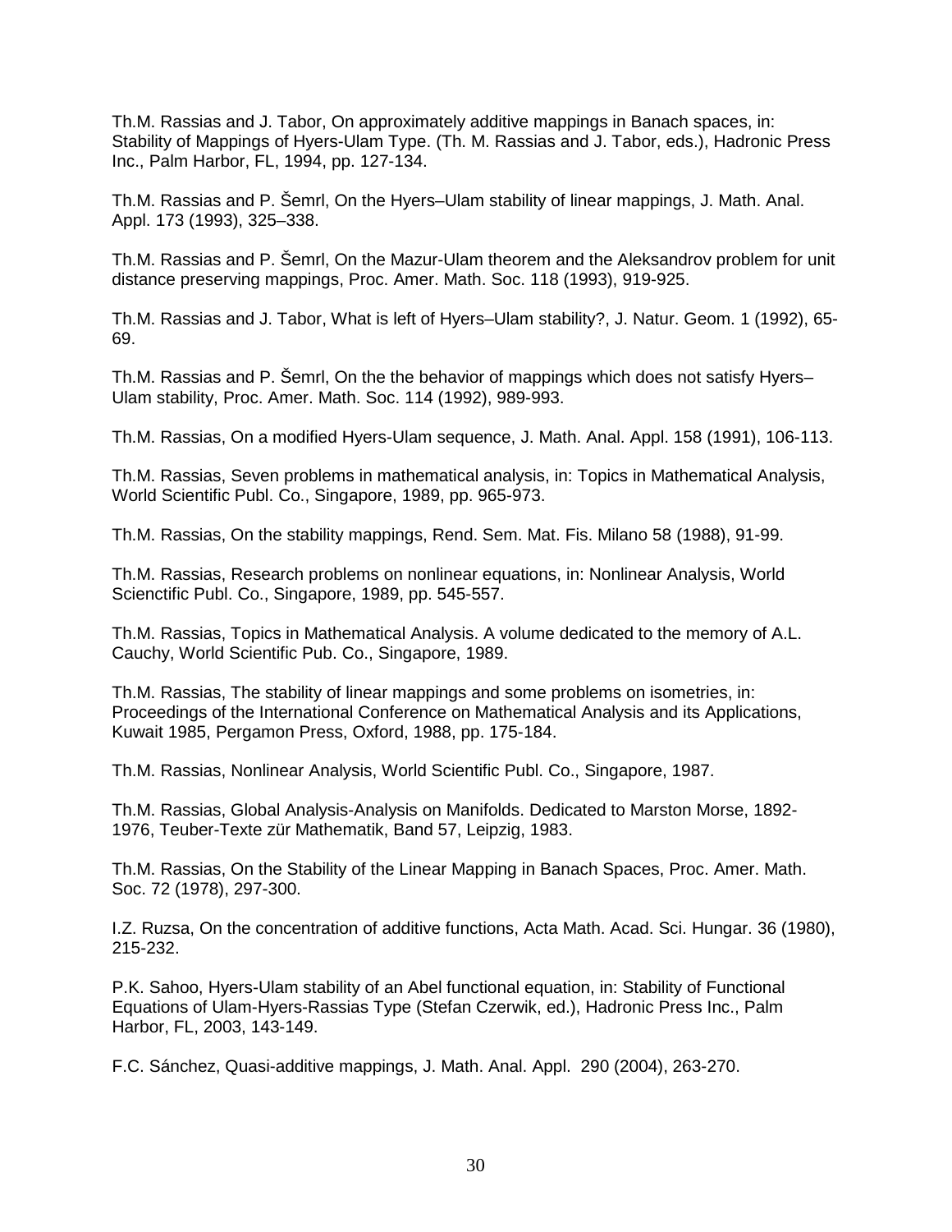Th.M. Rassias and J. Tabor, On approximately additive mappings in Banach spaces, in: Stability of Mappings of Hyers-Ulam Type. (Th. M. Rassias and J. Tabor, eds.), Hadronic Press Inc., Palm Harbor, FL, 1994, pp. 127-134.

Th.M. Rassias and P. Šemrl, On the Hyers–Ulam stability of linear mappings, J. Math. Anal. Appl. 173 (1993), 325–338.

Th.M. Rassias and P. Šemrl, On the Mazur-Ulam theorem and the Aleksandrov problem for unit distance preserving mappings, Proc. Amer. Math. Soc. 118 (1993), 919-925.

Th.M. Rassias and J. Tabor, What is left of Hyers–Ulam stability?, J. Natur. Geom. 1 (1992), 65-69.

Th.M. Rassias and P. Šemrl, On the the behavior of mappings which does not satisfy Hyers–Ulam stability, Proc. Amer. Math. Soc. 114 (1992), 989-993.

Th.M. Rassias, On a modified Hyers-Ulam sequence, J. Math. Anal. Appl. 158 (1991), 106-113.

Th.M. Rassias, Seven problems in mathematical analysis, in: Topics in Mathematical Analysis, World Scientific Publ. Co., Singapore, 1989, pp. 965-973.

Th.M. Rassias, On the stability mappings, Rend. Sem. Mat. Fis. Milano 58 (1988), 91-99.

Th.M. Rassias, Research problems on nonlinear equations, in: Nonlinear Analysis, World Scienctific Publ. Co., Singapore, 1989, pp. 545-557.

Th.M. Rassias, Topics in Mathematical Analysis. A volume dedicated to the memory of A.L. Cauchy, World Scientific Pub. Co., Singapore, 1989.

Th.M. Rassias, The stability of linear mappings and some problems on isometries, in: Proceedings of the International Conference on Mathematical Analysis and its Applications, Kuwait 1985, Pergamon Press, Oxford, 1988, pp. 175-184.

Th.M. Rassias, Nonlinear Analysis, World Scientific Publ. Co., Singapore, 1987.

Th.M. Rassias, Global Analysis-Analysis on Manifolds. Dedicated to Marston Morse, 1892-1976, Teuber-Texte zür Mathematik, Band 57, Leipzig, 1983.

Th.M. Rassias, On the Stability of the Linear Mapping in Banach Spaces, Proc. Amer. Math. Soc. 72 (1978), 297-300.

I.Z. Ruzsa, On the concentration of additive functions, Acta Math. Acad. Sci. Hungar. 36 (1980), 215-232.

P.K. Sahoo, Hyers-Ulam stability of an Abel functional equation, in: Stability of Functional Equations of Ulam-Hyers-Rassias Type (Stefan Czerwik, ed.), Hadronic Press Inc., Palm Harbor, FL, 2003, 143-149.

F.C. Sánchez, Quasi-additive mappings, J. Math. Anal. Appl. 290 (2004), 263-270.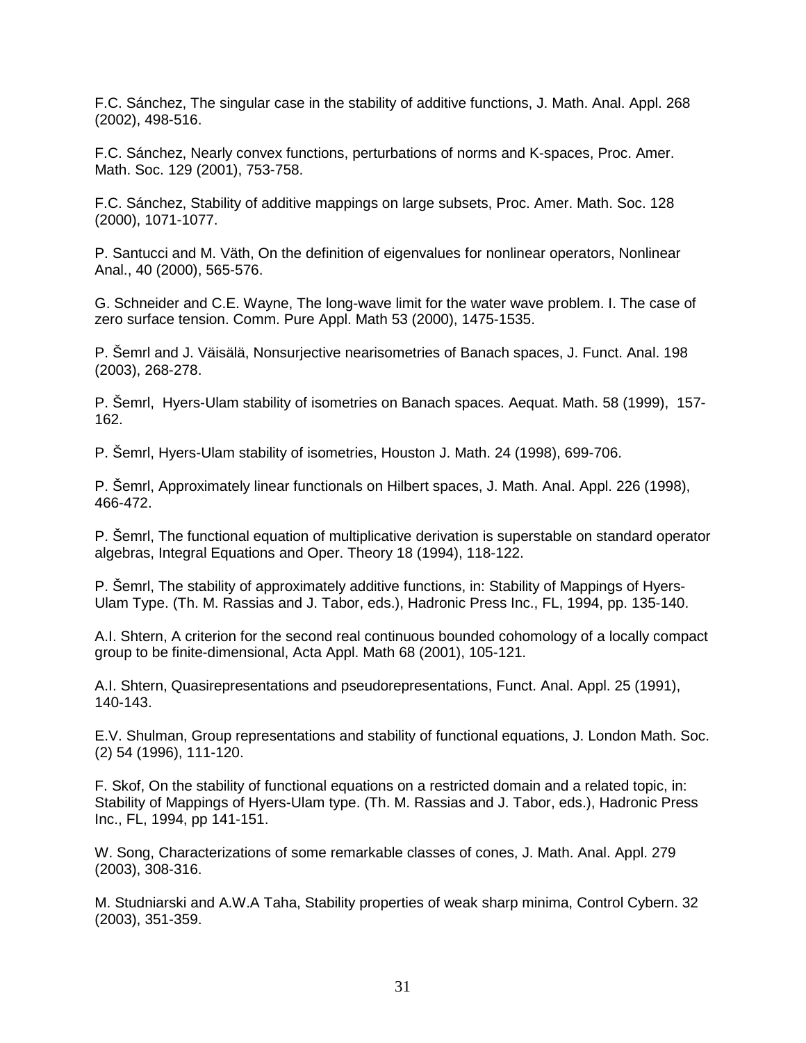F.C. Sánchez, The singular case in the stability of additive functions, J. Math. Anal. Appl. 268 (2002), 498-516.

F.C. Sánchez, Nearly convex functions, perturbations of norms and K-spaces, Proc. Amer. Math. Soc. 129 (2001), 753-758.

F.C. Sánchez, Stability of additive mappings on large subsets, Proc. Amer. Math. Soc. 128 (2000), 1071-1077.

P. Santucci and M. Väth, On the definition of eigenvalues for nonlinear operators, Nonlinear Anal., 40 (2000), 565-576.

G. Schneider and C.E. Wayne, The long-wave limit for the water wave problem. I. The case of zero surface tension. Comm. Pure Appl. Math 53 (2000), 1475-1535.

P. Šemrl and J. Väisälä, Nonsurjective nearisometries of Banach spaces, J. Funct. Anal. 198 (2003), 268-278.

P. Šemrl, Hyers-Ulam stability of isometries on Banach spaces. Aequat. Math. 58 (1999), 157-162.

P. Šemrl, Hyers-Ulam stability of isometries, Houston J. Math. 24 (1998), 699-706.

P. Šemrl, Approximately linear functionals on Hilbert spaces, J. Math. Anal. Appl. 226 (1998), 466-472.

P. Šemrl, The functional equation of multiplicative derivation is superstable on standard operator algebras, Integral Equations and Oper. Theory 18 (1994), 118-122.

P. Šemrl, The stability of approximately additive functions, in: Stability of Mappings of Hyers-Ulam Type. (Th. M. Rassias and J. Tabor, eds.), Hadronic Press Inc., FL, 1994, pp. 135-140.

A.I. Shtern, A criterion for the second real continuous bounded cohomology of a locally compact group to be finite-dimensional, Acta Appl. Math 68 (2001), 105-121.

A.I. Shtern, Quasirepresentations and pseudorepresentations, Funct. Anal. Appl. 25 (1991), 140-143.

E.V. Shulman, Group representations and stability of functional equations, J. London Math. Soc. (2) 54 (1996), 111-120.

F. Skof, On the stability of functional equations on a restricted domain and a related topic, in: Stability of Mappings of Hyers-Ulam type. (Th. M. Rassias and J. Tabor, eds.), Hadronic Press Inc., FL, 1994, pp 141-151.

W. Song, Characterizations of some remarkable classes of cones, J. Math. Anal. Appl. 279 (2003), 308-316.

M. Studniarski and A.W.A Taha, Stability properties of weak sharp minima, Control Cybern. 32 (2003), 351-359.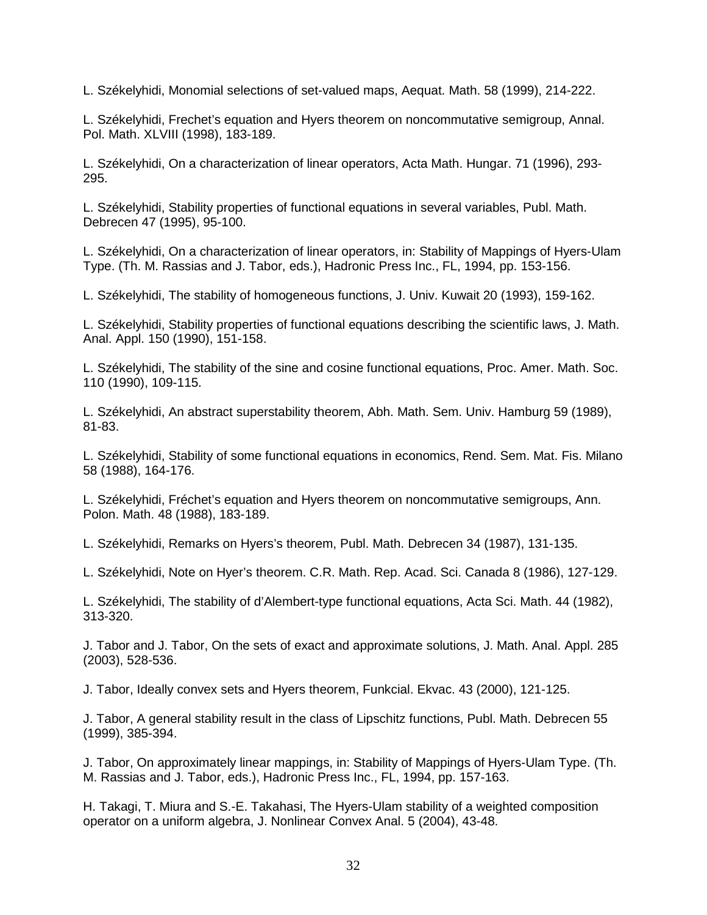L. Székelyhidi, Monomial selections of set-valued maps, Aequat. Math. 58 (1999), 214-222.

L. Székelyhidi, Frechet's equation and Hyers theorem on noncommutative semigroup, Annal. Pol. Math. XLVIII (1998), 183-189.

L. Székelyhidi, On a characterization of linear operators, Acta Math. Hungar. 71 (1996), 293-295.

L. Székelyhidi, Stability properties of functional equations in several variables, Publ. Math. Debrecen 47 (1995), 95-100.

L. Székelyhidi, On a characterization of linear operators, in: Stability of Mappings of Hyers-Ulam Type. (Th. M. Rassias and J. Tabor, eds.), Hadronic Press Inc., FL, 1994, pp. 153-156.

L. Székelyhidi, The stability of homogeneous functions, J. Univ. Kuwait 20 (1993), 159-162.

L. Székelyhidi, Stability properties of functional equations describing the scientific laws, J. Math. Anal. Appl. 150 (1990), 151-158.

L. Székelyhidi, The stability of the sine and cosine functional equations, Proc. Amer. Math. Soc. 110 (1990), 109-115.

L. Székelyhidi, An abstract superstability theorem, Abh. Math. Sem. Univ. Hamburg 59 (1989), 81-83.

L. Székelyhidi, Stability of some functional equations in economics, Rend. Sem. Mat. Fis. Milano 58 (1988), 164-176.

L. Székelyhidi, Fréchet's equation and Hyers theorem on noncommutative semigroups, Ann. Polon. Math. 48 (1988), 183-189.

L. Székelyhidi, Remarks on Hyers's theorem, Publ. Math. Debrecen 34 (1987), 131-135.

L. Székelyhidi, Note on Hyer's theorem. C.R. Math. Rep. Acad. Sci. Canada 8 (1986), 127-129.

L. Székelyhidi, The stability of d'Alembert-type functional equations, Acta Sci. Math. 44 (1982), 313-320.

J. Tabor and J. Tabor, On the sets of exact and approximate solutions, J. Math. Anal. Appl. 285 (2003), 528-536.

J. Tabor, Ideally convex sets and Hyers theorem, Funkcial. Ekvac. 43 (2000), 121-125.

J. Tabor, A general stability result in the class of Lipschitz functions, Publ. Math. Debrecen 55 (1999), 385-394.

J. Tabor, On approximately linear mappings, in: Stability of Mappings of Hyers-Ulam Type. (Th. M. Rassias and J. Tabor, eds.), Hadronic Press Inc., FL, 1994, pp. 157-163.

H. Takagi, T. Miura and S.-E. Takahasi, The Hyers-Ulam stability of a weighted composition operator on a uniform algebra, J. Nonlinear Convex Anal. 5 (2004), 43-48.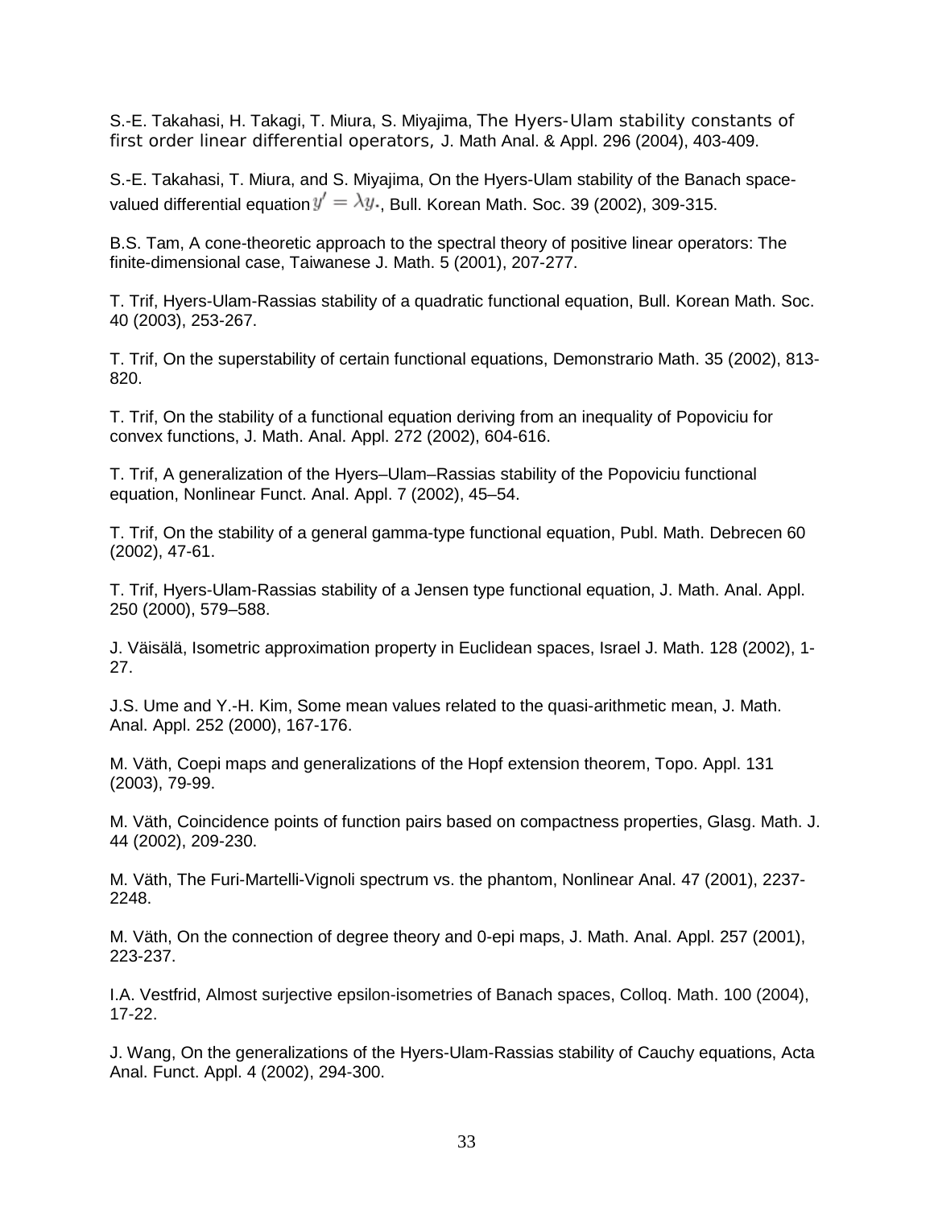S.-E. Takahasi, H. Takagi, T. Miura, S. Miyajima, The Hyers-Ulam stability constants of first order linear differential operators, J. Math Anal. & Appl. 296 (2004), 403-409.

S.-E. Takahasi, T. Miura, and S. Miyajima, On the Hyers-Ulam stability of the Banach space-valued differential equation $y' = \lambda y$., Bull. Korean Math. Soc. 39 (2002), 309-315.

B.S. Tam, A cone-theoretic approach to the spectral theory of positive linear operators: The finite-dimensional case, Taiwanese J. Math. 5 (2001), 207-277.

T. Trif, Hyers-Ulam-Rassias stability of a quadratic functional equation, Bull. Korean Math. Soc. 40 (2003), 253-267.

T. Trif, On the superstability of certain functional equations, Demonstrario Math. 35 (2002), 813-820.

T. Trif, On the stability of a functional equation deriving from an inequality of Popoviciu for convex functions, J. Math. Anal. Appl. 272 (2002), 604-616.

T. Trif, A generalization of the Hyers–Ulam–Rassias stability of the Popoviciu functional equation, Nonlinear Funct. Anal. Appl. 7 (2002), 45–54.

T. Trif, On the stability of a general gamma-type functional equation, Publ. Math. Debrecen 60 (2002), 47-61.

T. Trif, Hyers-Ulam-Rassias stability of a Jensen type functional equation, J. Math. Anal. Appl. 250 (2000), 579–588.

J. Väisälä, Isometric approximation property in Euclidean spaces, Israel J. Math. 128 (2002), 1-27.

J.S. Ume and Y.-H. Kim, Some mean values related to the quasi-arithmetic mean, J. Math. Anal. Appl. 252 (2000), 167-176.

M. Väth, Coepi maps and generalizations of the Hopf extension theorem, Topo. Appl. 131 (2003), 79-99.

M. Väth, Coincidence points of function pairs based on compactness properties, Glasg. Math. J. 44 (2002), 209-230.

M. Väth, The Furi-Martelli-Vignoli spectrum vs. the phantom, Nonlinear Anal. 47 (2001), 2237-2248.

M. Väth, On the connection of degree theory and 0-epi maps, J. Math. Anal. Appl. 257 (2001), 223-237.

I.A. Vestfrid, Almost surjective epsilon-isometries of Banach spaces, Colloq. Math. 100 (2004), 17-22.

J. Wang, On the generalizations of the Hyers-Ulam-Rassias stability of Cauchy equations, Acta Anal. Funct. Appl. 4 (2002), 294-300.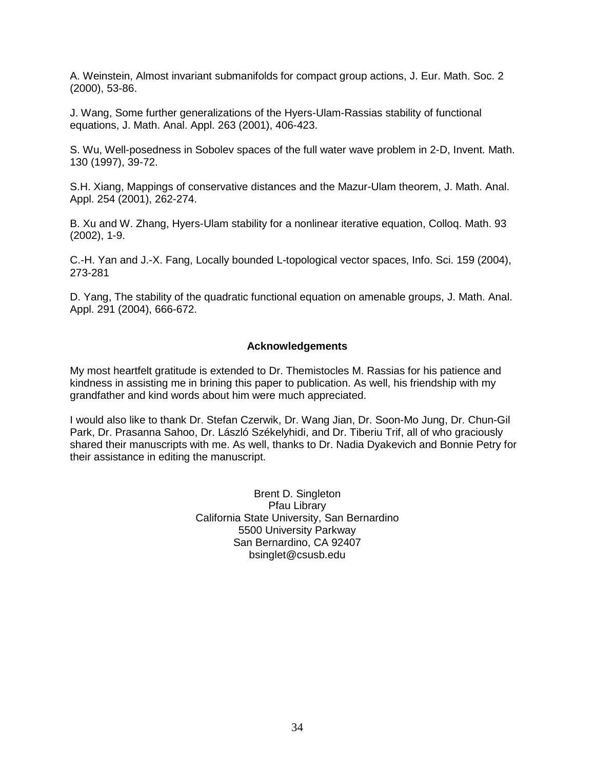A. Weinstein, Almost invariant submanifolds for compact group actions, J. Eur. Math. Soc. 2 (2000), 53-86.

J. Wang, Some further generalizations of the Hyers-Ulam-Rassias stability of functional equations, J. Math. Anal. Appl. 263 (2001), 406-423.

S. Wu, Well-posedness in Sobolev spaces of the full water wave problem in 2-D, Invent. Math. 130 (1997), 39-72.

S.H. Xiang, Mappings of conservative distances and the Mazur-Ulam theorem, J. Math. Anal. Appl. 254 (2001), 262-274.

B. Xu and W. Zhang, Hyers-Ulam stability for a nonlinear iterative equation, Colloq. Math. 93 (2002), 1-9.

C.-H. Yan and J.-X. Fang, Locally bounded L-topological vector spaces, Info. Sci. 159 (2004), 273-281

D. Yang, The stability of the quadratic functional equation on amenable groups, J. Math. Anal. Appl. 291 (2004), 666-672.

### Acknowledgements

My most heartfelt gratitude is extended to Dr. Themistocles M. Rassias for his patience and kindness in assisting me in brining this paper to publication. As well, his friendship with my grandfather and kind words about him were much appreciated.

I would also like to thank Dr. Stefan Czerwik, Dr. Wang Jian, Dr. Soon-Mo Jung, Dr. Chun-Gil Park, Dr. Prasanna Sahoo, Dr. László Székelyhidi, and Dr. Tiberiu Trif, all of who graciously shared their manuscripts with me. As well, thanks to Dr. Nadia Dyakevich and Bonnie Petry for their assistance in editing the manuscript.

Brent D. Singleton
Pfau Library
California State University, San Bernardino
5500 University Parkway
San Bernardino, CA 92407
bsinglet@csusb.edu